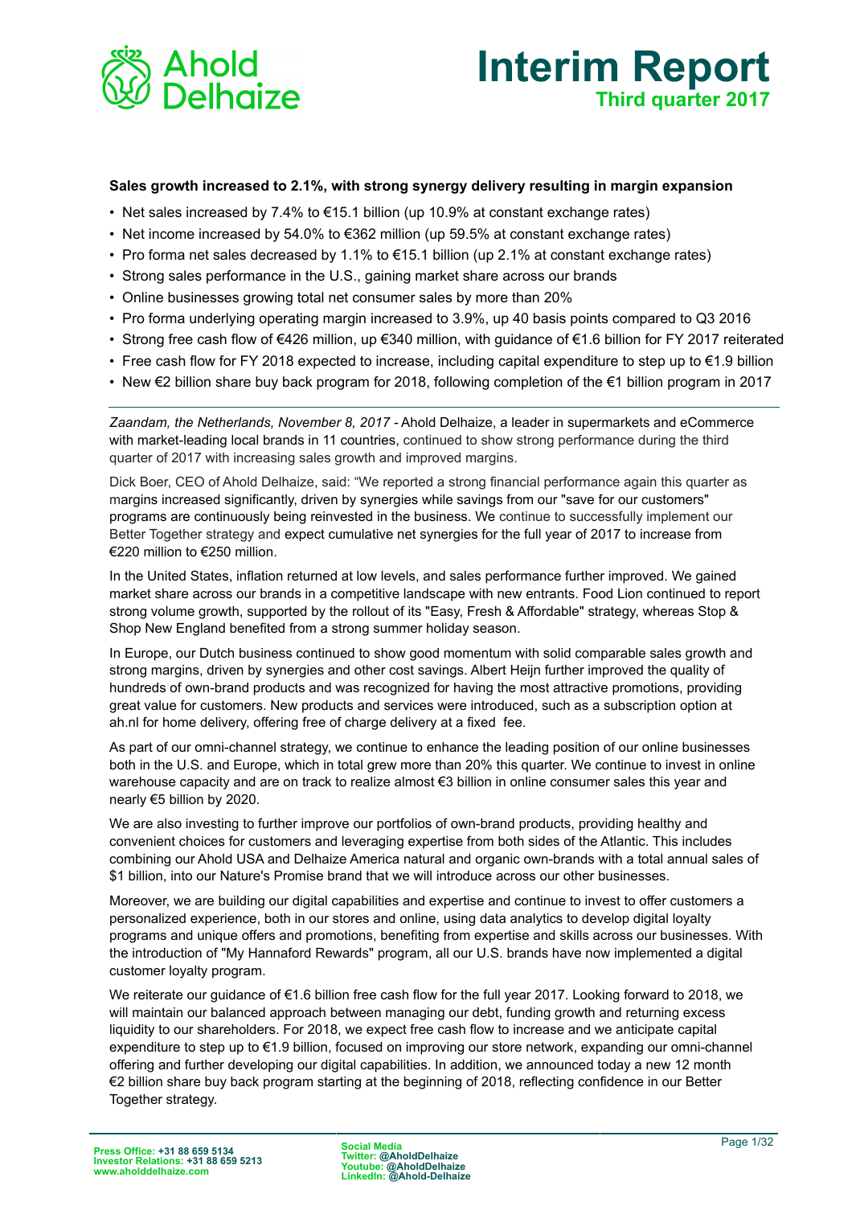# Interim Report

## Third quarter 2017

**Sales growth increased to 2.1%, with strong synergy delivery resulting in margin expansion**

- Net sales increased by 7.4% to €15.1 billion (up 10.9% at constant exchange rates)
- Net income increased by 54.0% to €362 million (up 59.5% at constant exchange rates)
- Pro forma net sales decreased by 1.1% to €15.1 billion (up 2.1% at constant exchange rates)
- Strong sales performance in the U.S., gaining market share across our brands
- Online businesses growing total net consumer sales by more than 20%
- Pro forma underlying operating margin increased to 3.9%, up 40 basis points compared to Q3 2016
- Strong free cash flow of €426 million, up €340 million, with guidance of €1.6 billion for FY 2017 reiterated
- Free cash flow for FY 2018 expected to increase, including capital expenditure to step up to €1.9 billion
- New €2 billion share buy back program for 2018, following completion of the €1 billion program in 2017

*Zaandam, the Netherlands, November 8, 2017* - Ahold Delhaize, a leader in supermarkets and eCommerce with market-leading local brands in 11 countries, continued to show strong performance during the third quarter of 2017 with increasing sales growth and improved margins.

Dick Boer, CEO of Ahold Delhaize, said: "We reported a strong financial performance again this quarter as margins increased significantly, driven by synergies while savings from our "save for our customers" programs are continuously being reinvested in the business. We continue to successfully implement our Better Together strategy and expect cumulative net synergies for the full year of 2017 to increase from €220 million to €250 million.

In the United States, inflation returned at low levels, and sales performance further improved. We gained market share across our brands in a competitive landscape with new entrants. Food Lion continued to report strong volume growth, supported by the rollout of its "Easy, Fresh & Affordable" strategy, whereas Stop & Shop New England benefited from a strong summer holiday season.

In Europe, our Dutch business continued to show good momentum with solid comparable sales growth and strong margins, driven by synergies and other cost savings. Albert Heijn further improved the quality of hundreds of own-brand products and was recognized for having the most attractive promotions, providing great value for customers. New products and services were introduced, such as a subscription option at ah.nl for home delivery, offering free of charge delivery at a fixed fee.

As part of our omni-channel strategy, we continue to enhance the leading position of our online businesses both in the U.S. and Europe, which in total grew more than 20% this quarter. We continue to invest in online warehouse capacity and are on track to realize almost €3 billion in online consumer sales this year and nearly €5 billion by 2020.

We are also investing to further improve our portfolios of own-brand products, providing healthy and convenient choices for customers and leveraging expertise from both sides of the Atlantic. This includes combining our Ahold USA and Delhaize America natural and organic own-brands with a total annual sales of $1 billion, into our Nature's Promise brand that we will introduce across our other businesses.

Moreover, we are building our digital capabilities and expertise and continue to invest to offer customers a personalized experience, both in our stores and online, using data analytics to develop digital loyalty programs and unique offers and promotions, benefiting from expertise and skills across our businesses. With the introduction of "My Hannaford Rewards" program, all our U.S. brands have now implemented a digital customer loyalty program.

We reiterate our guidance of €1.6 billion free cash flow for the full year 2017. Looking forward to 2018, we will maintain our balanced approach between managing our debt, funding growth and returning excess liquidity to our shareholders. For 2018, we expect free cash flow to increase and we anticipate capital expenditure to step up to €1.9 billion, focused on improving our store network, expanding our omni-channel offering and further developing our digital capabilities. In addition, we announced today a new 12 month €2 billion share buy back program starting at the beginning of 2018, reflecting confidence in our Better Together strategy.

**Press Office: +31 88 659 5134**
**Investor Relations: +31 88 659 5213**
**www.aholddelhaize.com**

**Social Media**
**Twitter: @AholdDelhaize**
**Youtube: @AholdDelhaize**
**LinkedIn: @Ahold-Delhaize**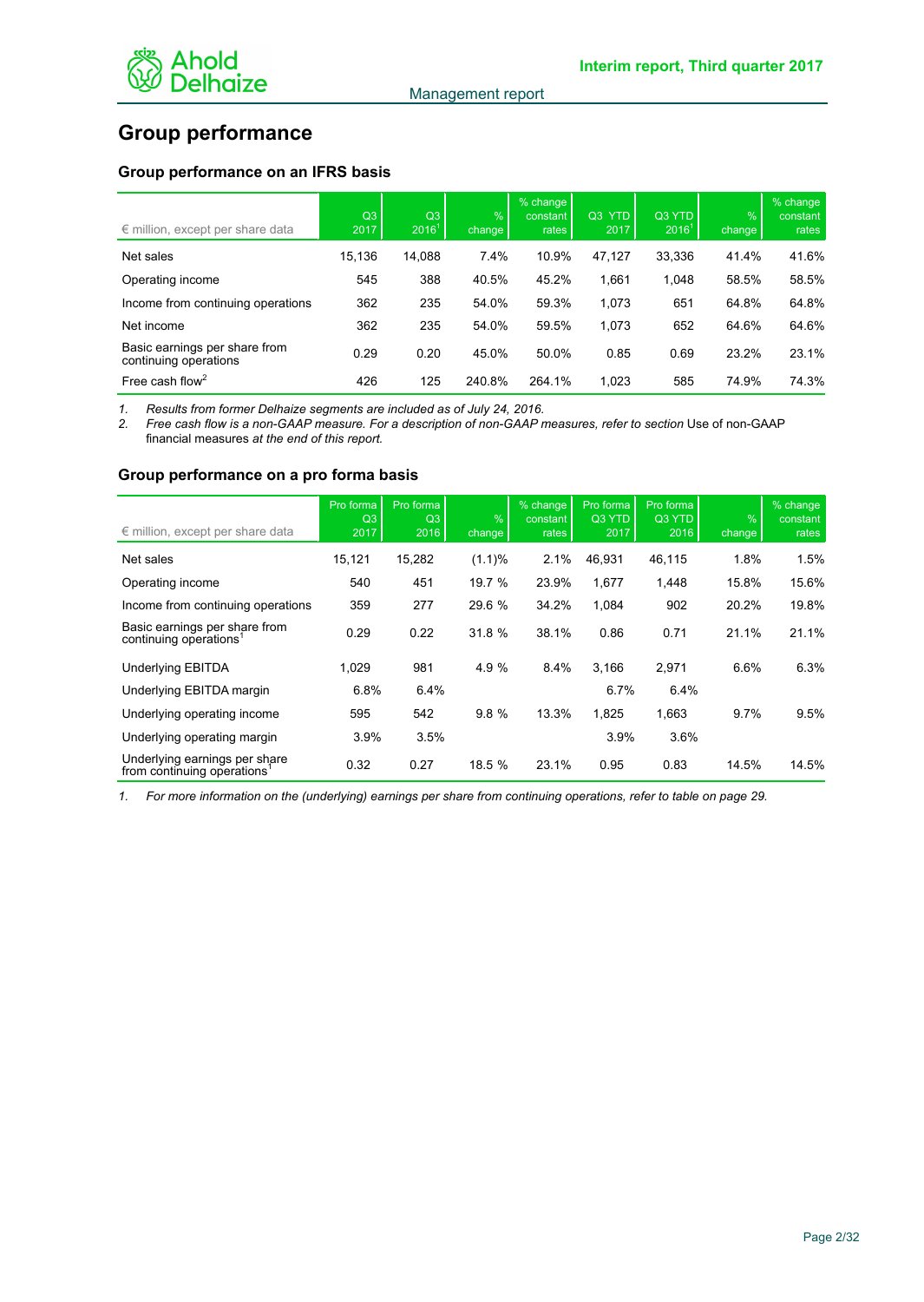# Group performance

## Group performance on an IFRS basis

| € million, except per share data | Q3 2017 | Q3 2016[1] | % change | % change constant rates | Q3 YTD 2017 | Q3 YTD 2016[1] | % change | % change constant rates |
|---|---|---|---|---|---|---|---|---|
| Net sales | 15,136 | 14,088 | 7.4% | 10.9% | 47,127 | 33,336 | 41.4% | 41.6% |
| Operating income | 545 | 388 | 40.5% | 45.2% | 1,661 | 1,048 | 58.5% | 58.5% |
| Income from continuing operations | 362 | 235 | 54.0% | 59.3% | 1,073 | 651 | 64.8% | 64.8% |
| Net income | 362 | 235 | 54.0% | 59.5% | 1,073 | 652 | 64.6% | 64.6% |
| Basic earnings per share from continuing operations | 0.29 | 0.20 | 45.0% | 50.0% | 0.85 | 0.69 | 23.2% | 23.1% |
| Free cash flow[2] | 426 | 125 | 240.8% | 264.1% | 1,023 | 585 | 74.9% | 74.3% |

1. *Results from former Delhaize segments are included as of July 24, 2016.*
2. *Free cash flow is a non-GAAP measure. For a description of non-GAAP measures, refer to section* Use of non-GAAP financial measures *at the end of this report.*

## Group performance on a pro forma basis

| € million, except per share data | Pro forma Q3 2017 | Pro forma Q3 2016 | % change | % change constant rates | Pro forma Q3 YTD 2017 | Pro forma Q3 YTD 2016 | % change | % change constant rates |
|---|---|---|---|---|---|---|---|---|
| Net sales | 15,121 | 15,282 | (1.1)% | 2.1% | 46,931 | 46,115 | 1.8% | 1.5% |
| Operating income | 540 | 451 | 19.7 % | 23.9% | 1,677 | 1,448 | 15.8% | 15.6% |
| Income from continuing operations | 359 | 277 | 29.6 % | 34.2% | 1,084 | 902 | 20.2% | 19.8% |
| Basic earnings per share from continuing operations[1] | 0.29 | 0.22 | 31.8 % | 38.1% | 0.86 | 0.71 | 21.1% | 21.1% |
| Underlying EBITDA | 1,029 | 981 | 4.9 % | 8.4% | 3,166 | 2,971 | 6.6% | 6.3% |
| Underlying EBITDA margin | 6.8% | 6.4% | | | 6.7% | 6.4% | | |
| Underlying operating income | 595 | 542 | 9.8 % | 13.3% | 1,825 | 1,663 | 9.7% | 9.5% |
| Underlying operating margin | 3.9% | 3.5% | | | 3.9% | 3.6% | | |
| Underlying earnings per share from continuing operations[1] | 0.32 | 0.27 | 18.5 % | 23.1% | 0.95 | 0.83 | 14.5% | 14.5% |

1. *For more information on the (underlying) earnings per share from continuing operations, refer to table on page 29.*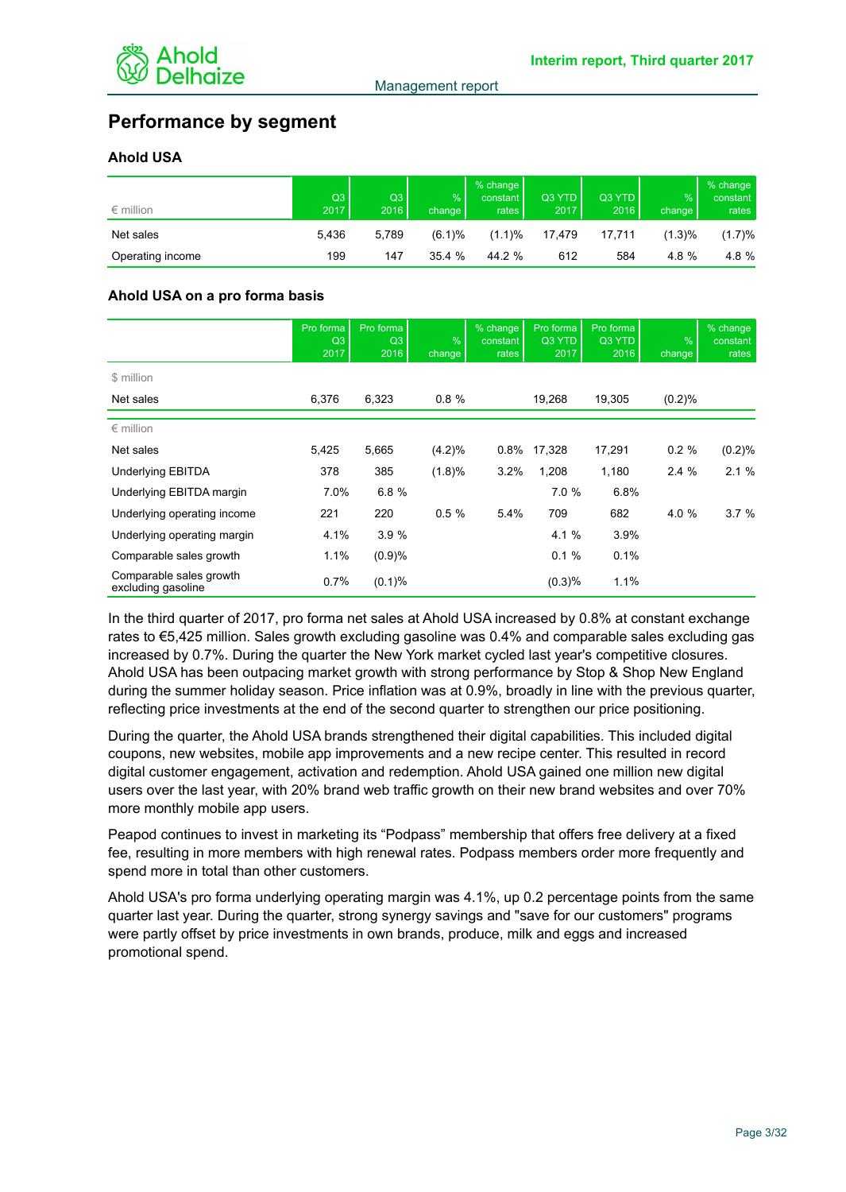Management report

# Performance by segment

## Ahold USA

| € million | Q3 2017 | Q3 2016 | % change | % change constant rates | Q3 YTD 2017 | Q3 YTD 2016 | % change | % change constant rates |
|---|---|---|---|---|---|---|---|---|
| Net sales | 5,436 | 5,789 | (6.1)% | (1.1)% | 17,479 | 17,711 | (1.3)% | (1.7)% |
| Operating income | 199 | 147 | 35.4 % | 44.2 % | 612 | 584 | 4.8 % | 4.8 % |

## Ahold USA on a pro forma basis

| | Pro forma Q3 2017 | Pro forma Q3 2016 | % change | % change constant rates | Pro forma Q3 YTD 2017 | Pro forma Q3 YTD 2016 | % change | % change constant rates |
|---|---|---|---|---|---|---|---|---|
| $ million | | | | | | | | |
| Net sales | 6,376 | 6,323 | 0.8 % | | 19,268 | 19,305 | (0.2)% | |
| € million | | | | | | | | |
| Net sales | 5,425 | 5,665 | (4.2)% | 0.8% | 17,328 | 17,291 | 0.2 % | (0.2)% |
| Underlying EBITDA | 378 | 385 | (1.8)% | 3.2% | 1,208 | 1,180 | 2.4 % | 2.1 % |
| Underlying EBITDA margin | 7.0% | 6.8 % | | | 7.0 % | 6.8% | | |
| Underlying operating income | 221 | 220 | 0.5 % | 5.4% | 709 | 682 | 4.0 % | 3.7 % |
| Underlying operating margin | 4.1% | 3.9 % | | | 4.1 % | 3.9% | | |
| Comparable sales growth | 1.1% | (0.9)% | | | 0.1 % | 0.1% | | |
| Comparable sales growth excluding gasoline | 0.7% | (0.1)% | | | (0.3)% | 1.1% | | |

In the third quarter of 2017, pro forma net sales at Ahold USA increased by 0.8% at constant exchange rates to €5,425 million. Sales growth excluding gasoline was 0.4% and comparable sales excluding gas increased by 0.7%. During the quarter the New York market cycled last year's competitive closures. Ahold USA has been outpacing market growth with strong performance by Stop & Shop New England during the summer holiday season. Price inflation was at 0.9%, broadly in line with the previous quarter, reflecting price investments at the end of the second quarter to strengthen our price positioning.

During the quarter, the Ahold USA brands strengthened their digital capabilities. This included digital coupons, new websites, mobile app improvements and a new recipe center. This resulted in record digital customer engagement, activation and redemption. Ahold USA gained one million new digital users over the last year, with 20% brand web traffic growth on their new brand websites and over 70% more monthly mobile app users.

Peapod continues to invest in marketing its "Podpass" membership that offers free delivery at a fixed fee, resulting in more members with high renewal rates. Podpass members order more frequently and spend more in total than other customers.

Ahold USA's pro forma underlying operating margin was 4.1%, up 0.2 percentage points from the same quarter last year. During the quarter, strong synergy savings and "save for our customers" programs were partly offset by price investments in own brands, produce, milk and eggs and increased promotional spend.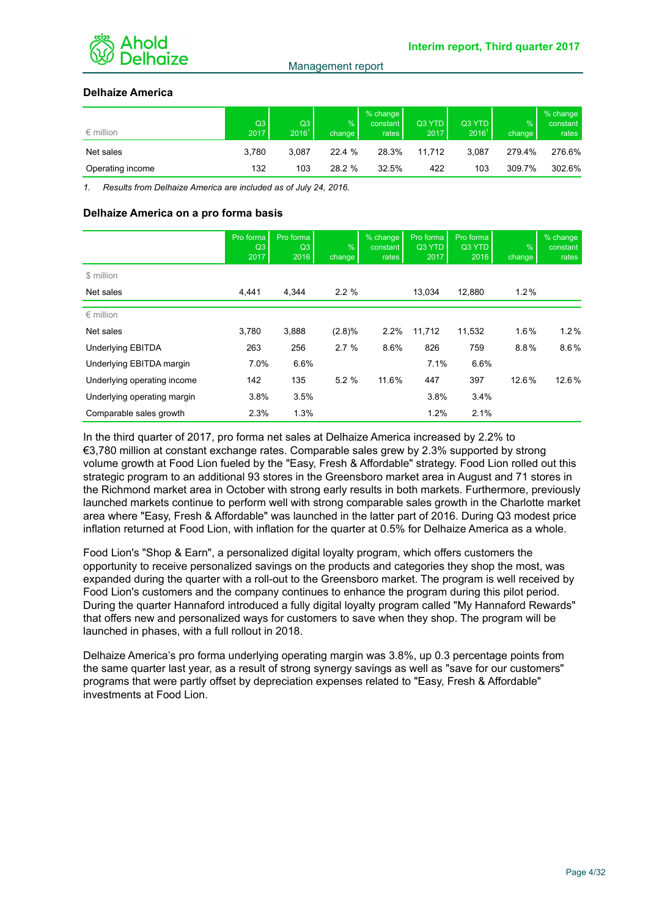## Delhaize America

| € million | Q3 2017 | Q3 2016[1] | % change | % change constant rates | Q3 YTD 2017 | Q3 YTD 2016[1] | % change | % change constant rates |
|---|---|---|---|---|---|---|---|---|
| Net sales | 3,780 | 3,087 | 22.4 % | 28.3% | 11,712 | 3,087 | 279.4% | 276.6% |
| Operating income | 132 | 103 | 28.2 % | 32.5% | 422 | 103 | 309.7% | 302.6% |

*1. Results from Delhaize America are included as of July 24, 2016.*

## Delhaize America on a pro forma basis

| | Pro forma Q3 2017 | Pro forma Q3 2016 | % change | % change constant rates | Pro forma Q3 YTD 2017 | Pro forma Q3 YTD 2016 | % change | % change constant rates |
|---|---|---|---|---|---|---|---|---|
| $ million | | | | | | | | |
| Net sales | 4,441 | 4,344 | 2.2 % | | 13,034 | 12,880 | 1.2% | |
| € million | | | | | | | | |
| Net sales | 3,780 | 3,888 | (2.8)% | 2.2% | 11,712 | 11,532 | 1.6% | 1.2% |
| Underlying EBITDA | 263 | 256 | 2.7 % | 8.6% | 826 | 759 | 8.8% | 8.6% |
| Underlying EBITDA margin | 7.0% | 6.6% | | | 7.1% | 6.6% | | |
| Underlying operating income | 142 | 135 | 5.2 % | 11.6% | 447 | 397 | 12.6% | 12.6% |
| Underlying operating margin | 3.8% | 3.5% | | | 3.8% | 3.4% | | |
| Comparable sales growth | 2.3% | 1.3% | | | 1.2% | 2.1% | | |

In the third quarter of 2017, pro forma net sales at Delhaize America increased by 2.2% to €3,780 million at constant exchange rates. Comparable sales grew by 2.3% supported by strong volume growth at Food Lion fueled by the "Easy, Fresh & Affordable" strategy. Food Lion rolled out this strategic program to an additional 93 stores in the Greensboro market area in August and 71 stores in the Richmond market area in October with strong early results in both markets. Furthermore, previously launched markets continue to perform well with strong comparable sales growth in the Charlotte market area where "Easy, Fresh & Affordable" was launched in the latter part of 2016. During Q3 modest price inflation returned at Food Lion, with inflation for the quarter at 0.5% for Delhaize America as a whole.

Food Lion's "Shop & Earn", a personalized digital loyalty program, which offers customers the opportunity to receive personalized savings on the products and categories they shop the most, was expanded during the quarter with a roll-out to the Greensboro market. The program is well received by Food Lion's customers and the company continues to enhance the program during this pilot period. During the quarter Hannaford introduced a fully digital loyalty program called "My Hannaford Rewards" that offers new and personalized ways for customers to save when they shop. The program will be launched in phases, with a full rollout in 2018.

Delhaize America's pro forma underlying operating margin was 3.8%, up 0.3 percentage points from the same quarter last year, as a result of strong synergy savings as well as "save for our customers" programs that were partly offset by depreciation expenses related to "Easy, Fresh & Affordable" investments at Food Lion.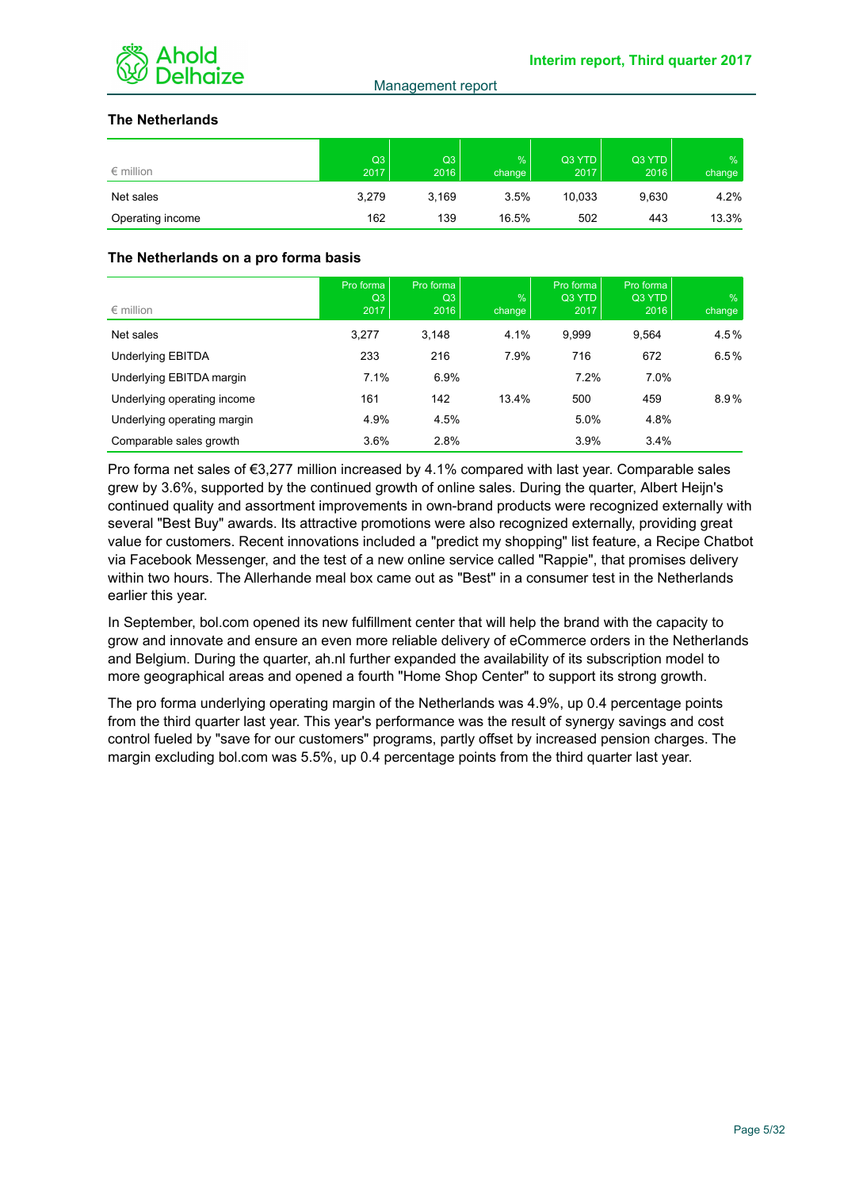## The Netherlands

| € million | Q3 2017 | Q3 2016 | % change | Q3 YTD 2017 | Q3 YTD 2016 | % change |
|---|---|---|---|---|---|---|
| Net sales | 3,279 | 3,169 | 3.5% | 10,033 | 9,630 | 4.2% |
| Operating income | 162 | 139 | 16.5% | 502 | 443 | 13.3% |

## The Netherlands on a pro forma basis

| € million | Pro forma Q3 2017 | Pro forma Q3 2016 | % change | Pro forma Q3 YTD 2017 | Pro forma Q3 YTD 2016 | % change |
|---|---|---|---|---|---|---|
| Net sales | 3,277 | 3,148 | 4.1% | 9,999 | 9,564 | 4.5% |
| Underlying EBITDA | 233 | 216 | 7.9% | 716 | 672 | 6.5% |
| Underlying EBITDA margin | 7.1% | 6.9% | | 7.2% | 7.0% | |
| Underlying operating income | 161 | 142 | 13.4% | 500 | 459 | 8.9% |
| Underlying operating margin | 4.9% | 4.5% | | 5.0% | 4.8% | |
| Comparable sales growth | 3.6% | 2.8% | | 3.9% | 3.4% | |

Pro forma net sales of €3,277 million increased by 4.1% compared with last year. Comparable sales grew by 3.6%, supported by the continued growth of online sales. During the quarter, Albert Heijn's continued quality and assortment improvements in own-brand products were recognized externally with several "Best Buy" awards. Its attractive promotions were also recognized externally, providing great value for customers. Recent innovations included a "predict my shopping" list feature, a Recipe Chatbot via Facebook Messenger, and the test of a new online service called "Rappie", that promises delivery within two hours. The Allerhande meal box came out as "Best" in a consumer test in the Netherlands earlier this year.

In September, bol.com opened its new fulfillment center that will help the brand with the capacity to grow and innovate and ensure an even more reliable delivery of eCommerce orders in the Netherlands and Belgium. During the quarter, ah.nl further expanded the availability of its subscription model to more geographical areas and opened a fourth "Home Shop Center" to support its strong growth.

The pro forma underlying operating margin of the Netherlands was 4.9%, up 0.4 percentage points from the third quarter last year. This year's performance was the result of synergy savings and cost control fueled by "save for our customers" programs, partly offset by increased pension charges. The margin excluding bol.com was 5.5%, up 0.4 percentage points from the third quarter last year.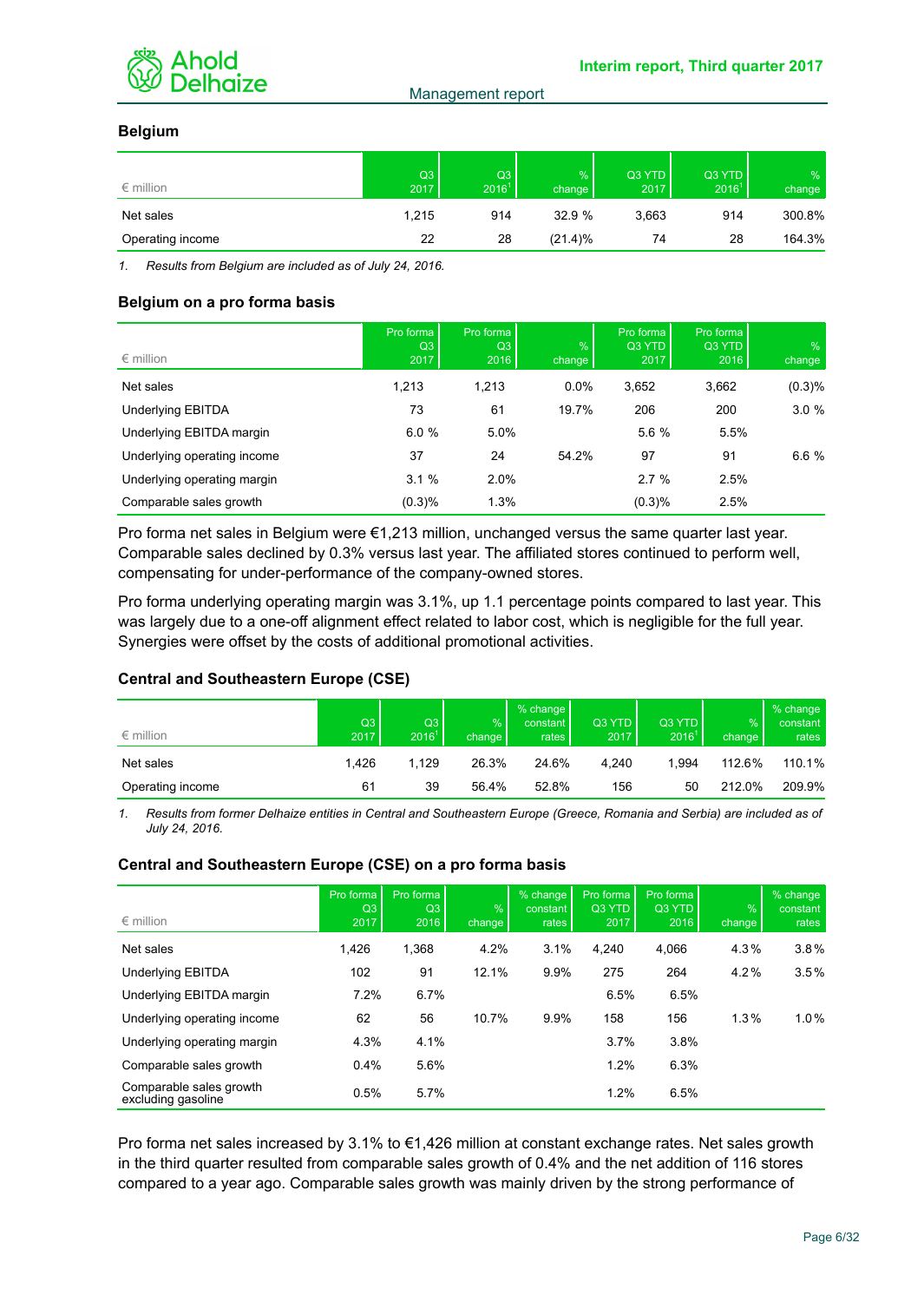### Belgium

| € million | Q3 2017 | Q3 2016[1] | % change | Q3 YTD 2017 | Q3 YTD 2016[1] | % change |
|---|---|---|---|---|---|---|
| Net sales | 1,215 | 914 | 32.9 % | 3,663 | 914 | 300.8% |
| Operating income | 22 | 28 | (21.4)% | 74 | 28 | 164.3% |

*1. Results from Belgium are included as of July 24, 2016.*

### Belgium on a pro forma basis

| € million | Pro forma Q3 2017 | Pro forma Q3 2016 | % change | Pro forma Q3 YTD 2017 | Pro forma Q3 YTD 2016 | % change |
|---|---|---|---|---|---|---|
| Net sales | 1,213 | 1,213 | 0.0% | 3,652 | 3,662 | (0.3)% |
| Underlying EBITDA | 73 | 61 | 19.7% | 206 | 200 | 3.0 % |
| Underlying EBITDA margin | 6.0 % | 5.0% | | 5.6 % | 5.5% | |
| Underlying operating income | 37 | 24 | 54.2% | 97 | 91 | 6.6 % |
| Underlying operating margin | 3.1 % | 2.0% | | 2.7 % | 2.5% | |
| Comparable sales growth | (0.3)% | 1.3% | | (0.3)% | 2.5% | |

Pro forma net sales in Belgium were €1,213 million, unchanged versus the same quarter last year. Comparable sales declined by 0.3% versus last year. The affiliated stores continued to perform well, compensating for under-performance of the company-owned stores.

Pro forma underlying operating margin was 3.1%, up 1.1 percentage points compared to last year. This was largely due to a one-off alignment effect related to labor cost, which is negligible for the full year. Synergies were offset by the costs of additional promotional activities.

### Central and Southeastern Europe (CSE)

| € million | Q3 2017 | Q3 2016[1] | % change | % change constant rates | Q3 YTD 2017 | Q3 YTD 2016[1] | % change | % change constant rates |
|---|---|---|---|---|---|---|---|---|
| Net sales | 1,426 | 1,129 | 26.3% | 24.6% | 4,240 | 1,994 | 112.6% | 110.1% |
| Operating income | 61 | 39 | 56.4% | 52.8% | 156 | 50 | 212.0% | 209.9% |

*1. Results from former Delhaize entities in Central and Southeastern Europe (Greece, Romania and Serbia) are included as of July 24, 2016.*

### Central and Southeastern Europe (CSE) on a pro forma basis

| € million | Pro forma Q3 2017 | Pro forma Q3 2016 | % change | % change constant rates | Pro forma Q3 YTD 2017 | Pro forma Q3 YTD 2016 | % change | % change constant rates |
|---|---|---|---|---|---|---|---|---|
| Net sales | 1,426 | 1,368 | 4.2% | 3.1% | 4,240 | 4,066 | 4.3% | 3.8% |
| Underlying EBITDA | 102 | 91 | 12.1% | 9.9% | 275 | 264 | 4.2% | 3.5% |
| Underlying EBITDA margin | 7.2% | 6.7% | | | 6.5% | 6.5% | | |
| Underlying operating income | 62 | 56 | 10.7% | 9.9% | 158 | 156 | 1.3% | 1.0% |
| Underlying operating margin | 4.3% | 4.1% | | | 3.7% | 3.8% | | |
| Comparable sales growth | 0.4% | 5.6% | | | 1.2% | 6.3% | | |
| Comparable sales growth excluding gasoline | 0.5% | 5.7% | | | 1.2% | 6.5% | | |

Pro forma net sales increased by 3.1% to €1,426 million at constant exchange rates. Net sales growth in the third quarter resulted from comparable sales growth of 0.4% and the net addition of 116 stores compared to a year ago. Comparable sales growth was mainly driven by the strong performance of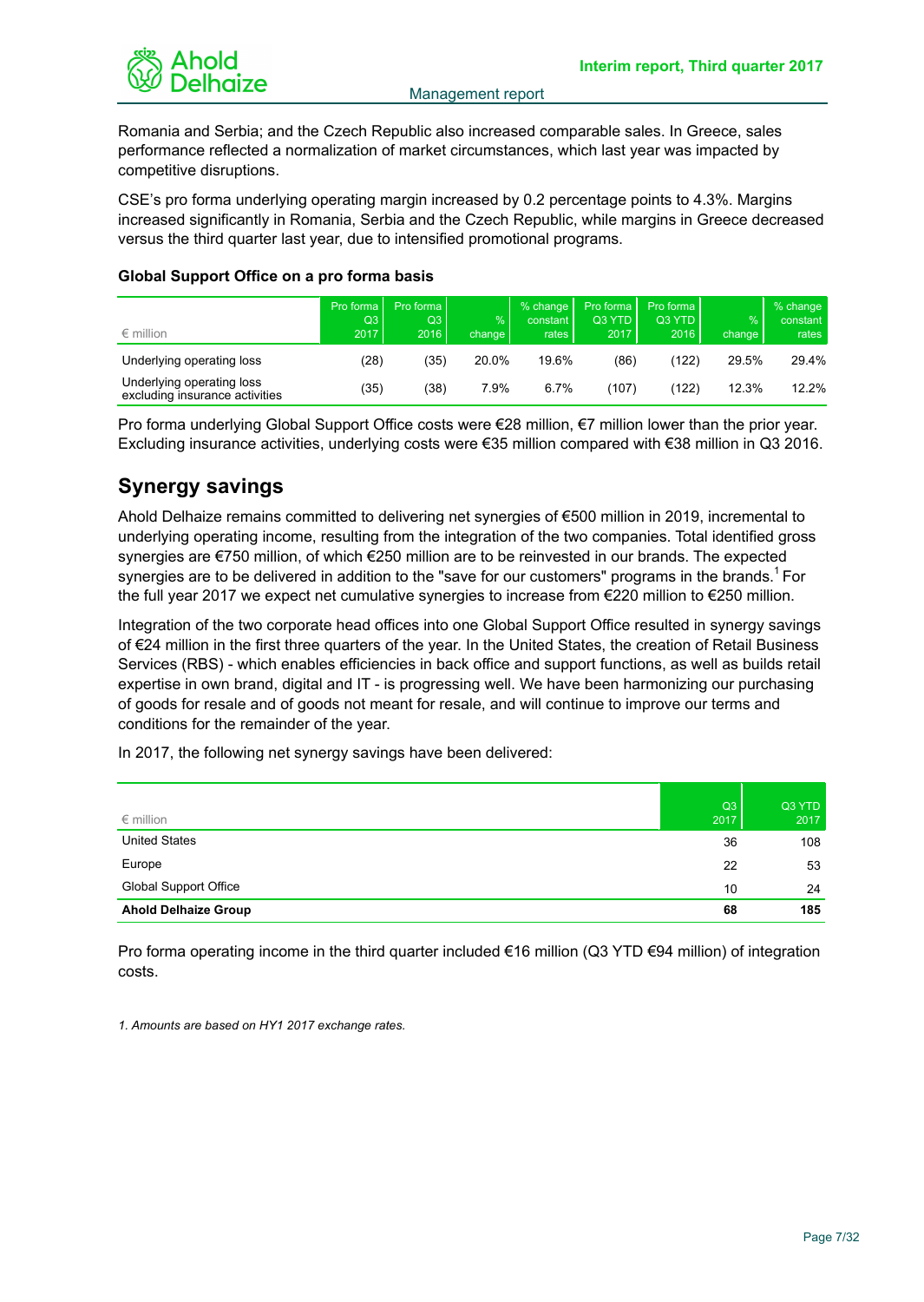Romania and Serbia; and the Czech Republic also increased comparable sales. In Greece, sales performance reflected a normalization of market circumstances, which last year was impacted by competitive disruptions.

CSE's pro forma underlying operating margin increased by 0.2 percentage points to 4.3%. Margins increased significantly in Romania, Serbia and the Czech Republic, while margins in Greece decreased versus the third quarter last year, due to intensified promotional programs.

### Global Support Office on a pro forma basis

| € million | Pro forma Q3 2017 | Pro forma Q3 2016 | % change | % change constant rates | Pro forma Q3 YTD 2017 | Pro forma Q3 YTD 2016 | % change | % change constant rates |
|---|---|---|---|---|---|---|---|---|
| Underlying operating loss | (28) | (35) | 20.0% | 19.6% | (86) | (122) | 29.5% | 29.4% |
| Underlying operating loss excluding insurance activities | (35) | (38) | 7.9% | 6.7% | (107) | (122) | 12.3% | 12.2% |

Pro forma underlying Global Support Office costs were €28 million, €7 million lower than the prior year. Excluding insurance activities, underlying costs were €35 million compared with €38 million in Q3 2016.

## Synergy savings

Ahold Delhaize remains committed to delivering net synergies of €500 million in 2019, incremental to underlying operating income, resulting from the integration of the two companies. Total identified gross synergies are €750 million, of which €250 million are to be reinvested in our brands. The expected synergies are to be delivered in addition to the "save for our customers" programs in the brands.[1] For the full year 2017 we expect net cumulative synergies to increase from €220 million to €250 million.

Integration of the two corporate head offices into one Global Support Office resulted in synergy savings of €24 million in the first three quarters of the year. In the United States, the creation of Retail Business Services (RBS) - which enables efficiencies in back office and support functions, as well as builds retail expertise in own brand, digital and IT - is progressing well. We have been harmonizing our purchasing of goods for resale and of goods not meant for resale, and will continue to improve our terms and conditions for the remainder of the year.

In 2017, the following net synergy savings have been delivered:

| € million | Q3 2017 | Q3 YTD 2017 |
|---|---|---|
| United States | 36 | 108 |
| Europe | 22 | 53 |
| Global Support Office | 10 | 24 |
| **Ahold Delhaize Group** | **68** | **185** |

Pro forma operating income in the third quarter included €16 million (Q3 YTD €94 million) of integration costs.

*1. Amounts are based on HY1 2017 exchange rates.*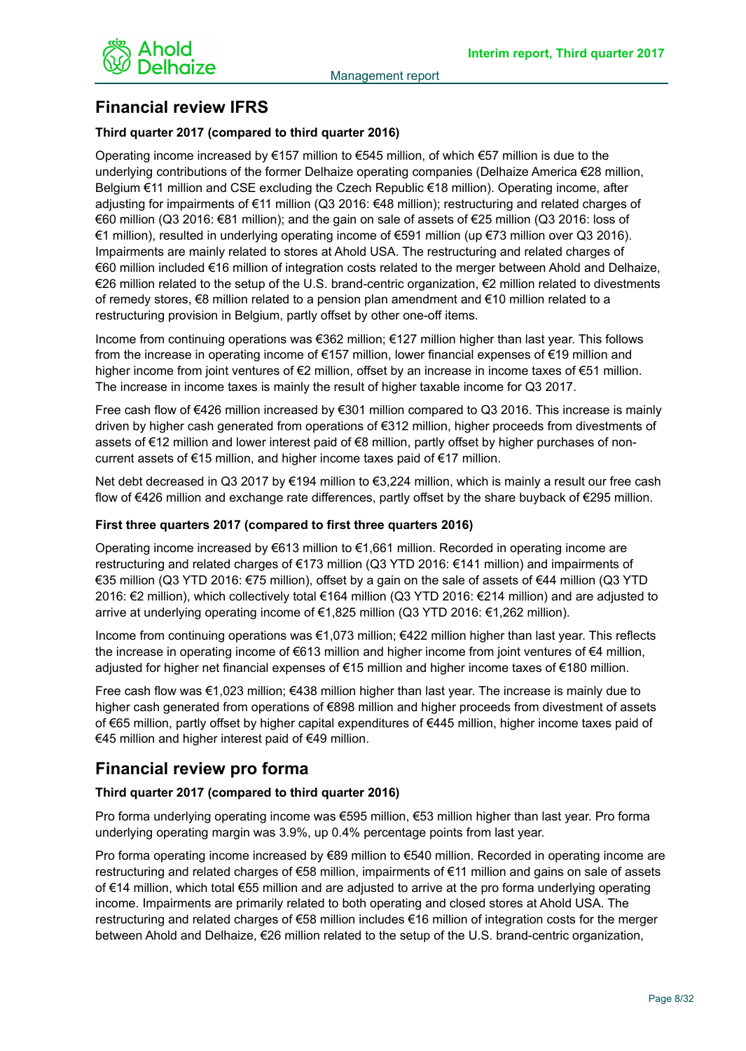## Financial review IFRS

**Third quarter 2017 (compared to third quarter 2016)**

Operating income increased by €157 million to €545 million, of which €57 million is due to the underlying contributions of the former Delhaize operating companies (Delhaize America €28 million, Belgium €11 million and CSE excluding the Czech Republic €18 million). Operating income, after adjusting for impairments of €11 million (Q3 2016: €48 million); restructuring and related charges of €60 million (Q3 2016: €81 million); and the gain on sale of assets of €25 million (Q3 2016: loss of €1 million), resulted in underlying operating income of €591 million (up €73 million over Q3 2016). Impairments are mainly related to stores at Ahold USA. The restructuring and related charges of €60 million included €16 million of integration costs related to the merger between Ahold and Delhaize, €26 million related to the setup of the U.S. brand-centric organization, €2 million related to divestments of remedy stores, €8 million related to a pension plan amendment and €10 million related to a restructuring provision in Belgium, partly offset by other one-off items.

Income from continuing operations was €362 million; €127 million higher than last year. This follows from the increase in operating income of €157 million, lower financial expenses of €19 million and higher income from joint ventures of €2 million, offset by an increase in income taxes of €51 million. The increase in income taxes is mainly the result of higher taxable income for Q3 2017.

Free cash flow of €426 million increased by €301 million compared to Q3 2016. This increase is mainly driven by higher cash generated from operations of €312 million, higher proceeds from divestments of assets of €12 million and lower interest paid of €8 million, partly offset by higher purchases of non-current assets of €15 million, and higher income taxes paid of €17 million.

Net debt decreased in Q3 2017 by €194 million to €3,224 million, which is mainly a result our free cash flow of €426 million and exchange rate differences, partly offset by the share buyback of €295 million.

**First three quarters 2017 (compared to first three quarters 2016)**

Operating income increased by €613 million to €1,661 million. Recorded in operating income are restructuring and related charges of €173 million (Q3 YTD 2016: €141 million) and impairments of €35 million (Q3 YTD 2016: €75 million), offset by a gain on the sale of assets of €44 million (Q3 YTD 2016: €2 million), which collectively total €164 million (Q3 YTD 2016: €214 million) and are adjusted to arrive at underlying operating income of €1,825 million (Q3 YTD 2016: €1,262 million).

Income from continuing operations was €1,073 million; €422 million higher than last year. This reflects the increase in operating income of €613 million and higher income from joint ventures of €4 million, adjusted for higher net financial expenses of €15 million and higher income taxes of €180 million.

Free cash flow was €1,023 million; €438 million higher than last year. The increase is mainly due to higher cash generated from operations of €898 million and higher proceeds from divestment of assets of €65 million, partly offset by higher capital expenditures of €445 million, higher income taxes paid of €45 million and higher interest paid of €49 million.

## Financial review pro forma

**Third quarter 2017 (compared to third quarter 2016)**

Pro forma underlying operating income was €595 million, €53 million higher than last year. Pro forma underlying operating margin was 3.9%, up 0.4% percentage points from last year.

Pro forma operating income increased by €89 million to €540 million. Recorded in operating income are restructuring and related charges of €58 million, impairments of €11 million and gains on sale of assets of €14 million, which total €55 million and are adjusted to arrive at the pro forma underlying operating income. Impairments are primarily related to both operating and closed stores at Ahold USA. The restructuring and related charges of €58 million includes €16 million of integration costs for the merger between Ahold and Delhaize, €26 million related to the setup of the U.S. brand-centric organization,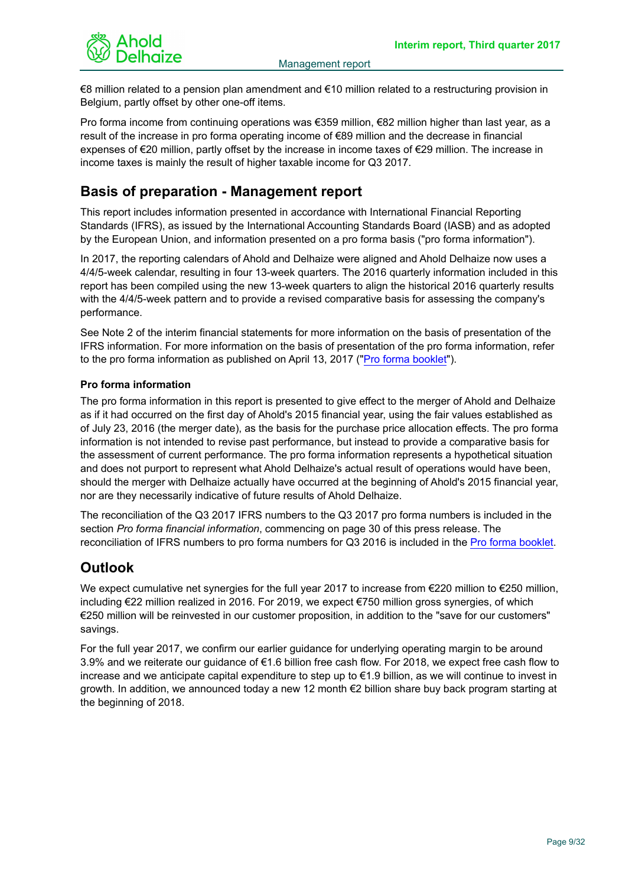€8 million related to a pension plan amendment and €10 million related to a restructuring provision in Belgium, partly offset by other one-off items.

Pro forma income from continuing operations was €359 million, €82 million higher than last year, as a result of the increase in pro forma operating income of €89 million and the decrease in financial expenses of €20 million, partly offset by the increase in income taxes of €29 million. The increase in income taxes is mainly the result of higher taxable income for Q3 2017.

## Basis of preparation - Management report

This report includes information presented in accordance with International Financial Reporting Standards (IFRS), as issued by the International Accounting Standards Board (IASB) and as adopted by the European Union, and information presented on a pro forma basis ("pro forma information").

In 2017, the reporting calendars of Ahold and Delhaize were aligned and Ahold Delhaize now uses a 4/4/5-week calendar, resulting in four 13-week quarters. The 2016 quarterly information included in this report has been compiled using the new 13-week quarters to align the historical 2016 quarterly results with the 4/4/5-week pattern and to provide a revised comparative basis for assessing the company's performance.

See Note 2 of the interim financial statements for more information on the basis of presentation of the IFRS information. For more information on the basis of presentation of the pro forma information, refer to the pro forma information as published on April 13, 2017 ("Pro forma booklet").

### Pro forma information

The pro forma information in this report is presented to give effect to the merger of Ahold and Delhaize as if it had occurred on the first day of Ahold's 2015 financial year, using the fair values established as of July 23, 2016 (the merger date), as the basis for the purchase price allocation effects. The pro forma information is not intended to revise past performance, but instead to provide a comparative basis for the assessment of current performance. The pro forma information represents a hypothetical situation and does not purport to represent what Ahold Delhaize's actual result of operations would have been, should the merger with Delhaize actually have occurred at the beginning of Ahold's 2015 financial year, nor are they necessarily indicative of future results of Ahold Delhaize.

The reconciliation of the Q3 2017 IFRS numbers to the Q3 2017 pro forma numbers is included in the section *Pro forma financial information*, commencing on page 30 of this press release. The reconciliation of IFRS numbers to pro forma numbers for Q3 2016 is included in the Pro forma booklet.

## Outlook

We expect cumulative net synergies for the full year 2017 to increase from €220 million to €250 million, including €22 million realized in 2016. For 2019, we expect €750 million gross synergies, of which €250 million will be reinvested in our customer proposition, in addition to the "save for our customers" savings.

For the full year 2017, we confirm our earlier guidance for underlying operating margin to be around 3.9% and we reiterate our guidance of €1.6 billion free cash flow. For 2018, we expect free cash flow to increase and we anticipate capital expenditure to step up to €1.9 billion, as we will continue to invest in growth. In addition, we announced today a new 12 month €2 billion share buy back program starting at the beginning of 2018.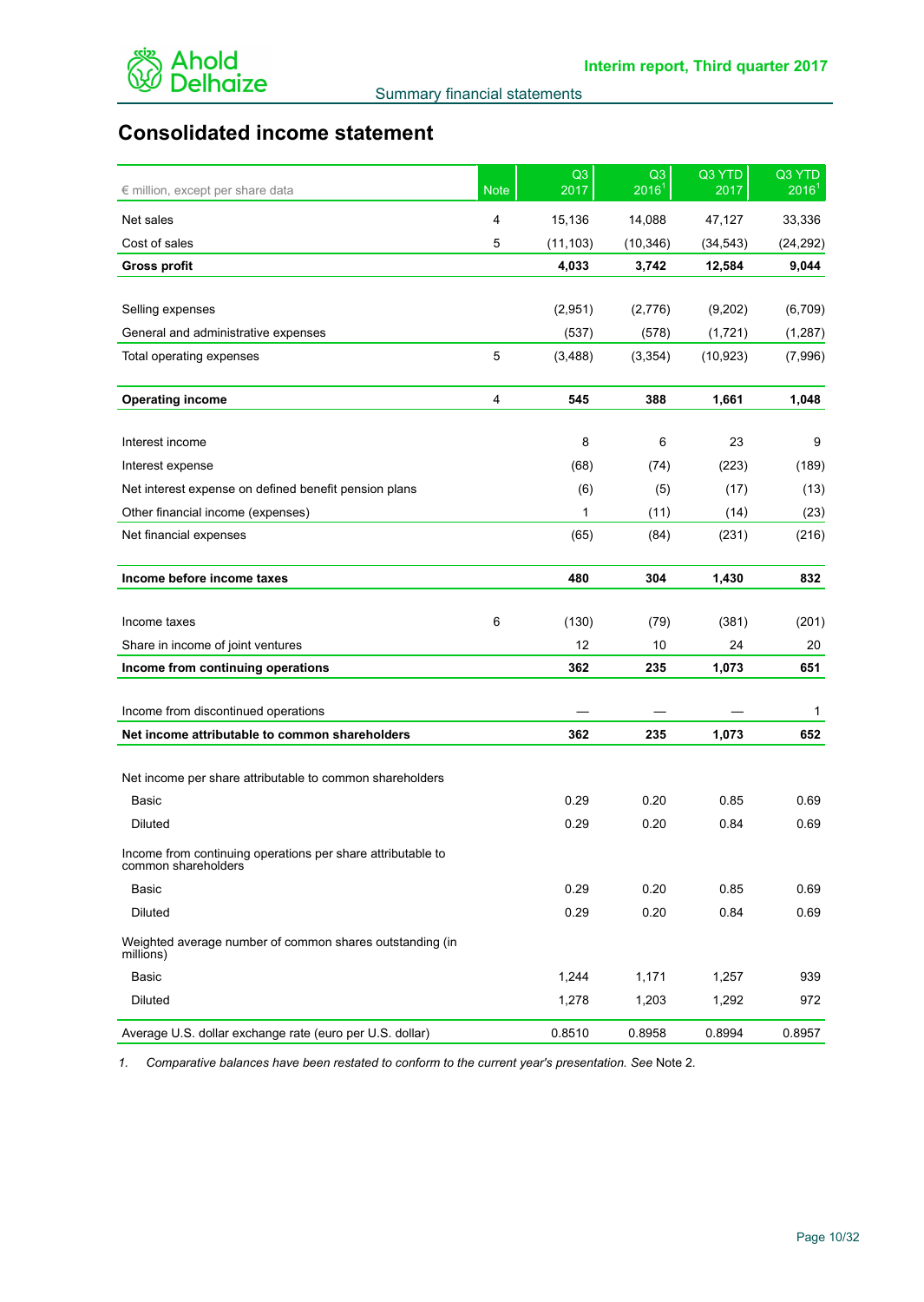## Consolidated income statement

| € million, except per share data | Note | Q3 2017 | Q3 2016[1] | Q3 YTD 2017 | Q3 YTD 2016[1] |
|---|---|---|---|---|---|
| Net sales | 4 | 15,136 | 14,088 | 47,127 | 33,336 |
| Cost of sales | 5 | (11,103) | (10,346) | (34,543) | (24,292) |
| **Gross profit** | | **4,033** | **3,742** | **12,584** | **9,044** |
| | | | | | |
| Selling expenses | | (2,951) | (2,776) | (9,202) | (6,709) |
| General and administrative expenses | | (537) | (578) | (1,721) | (1,287) |
| Total operating expenses | 5 | (3,488) | (3,354) | (10,923) | (7,996) |
| | | | | | |
| **Operating income** | 4 | **545** | **388** | **1,661** | **1,048** |
| | | | | | |
| Interest income | | 8 | 6 | 23 | 9 |
| Interest expense | | (68) | (74) | (223) | (189) |
| Net interest expense on defined benefit pension plans | | (6) | (5) | (17) | (13) |
| Other financial income (expenses) | | 1 | (11) | (14) | (23) |
| Net financial expenses | | (65) | (84) | (231) | (216) |
| | | | | | |
| **Income before income taxes** | | **480** | **304** | **1,430** | **832** |
| | | | | | |
| Income taxes | 6 | (130) | (79) | (381) | (201) |
| Share in income of joint ventures | | 12 | 10 | 24 | 20 |
| **Income from continuing operations** | | **362** | **235** | **1,073** | **651** |
| | | | | | |
| Income from discontinued operations | | — | — | — | 1 |
| **Net income attributable to common shareholders** | | **362** | **235** | **1,073** | **652** |
| | | | | | |
| Net income per share attributable to common shareholders | | | | | |
| Basic | | 0.29 | 0.20 | 0.85 | 0.69 |
| Diluted | | 0.29 | 0.20 | 0.84 | 0.69 |
| Income from continuing operations per share attributable to common shareholders | | | | | |
| Basic | | 0.29 | 0.20 | 0.85 | 0.69 |
| Diluted | | 0.29 | 0.20 | 0.84 | 0.69 |
| Weighted average number of common shares outstanding (in millions) | | | | | |
| Basic | | 1,244 | 1,171 | 1,257 | 939 |
| Diluted | | 1,278 | 1,203 | 1,292 | 972 |
| Average U.S. dollar exchange rate (euro per U.S. dollar) | | 0.8510 | 0.8958 | 0.8994 | 0.8957 |

1. *Comparative balances have been restated to conform to the current year's presentation. See* Note 2.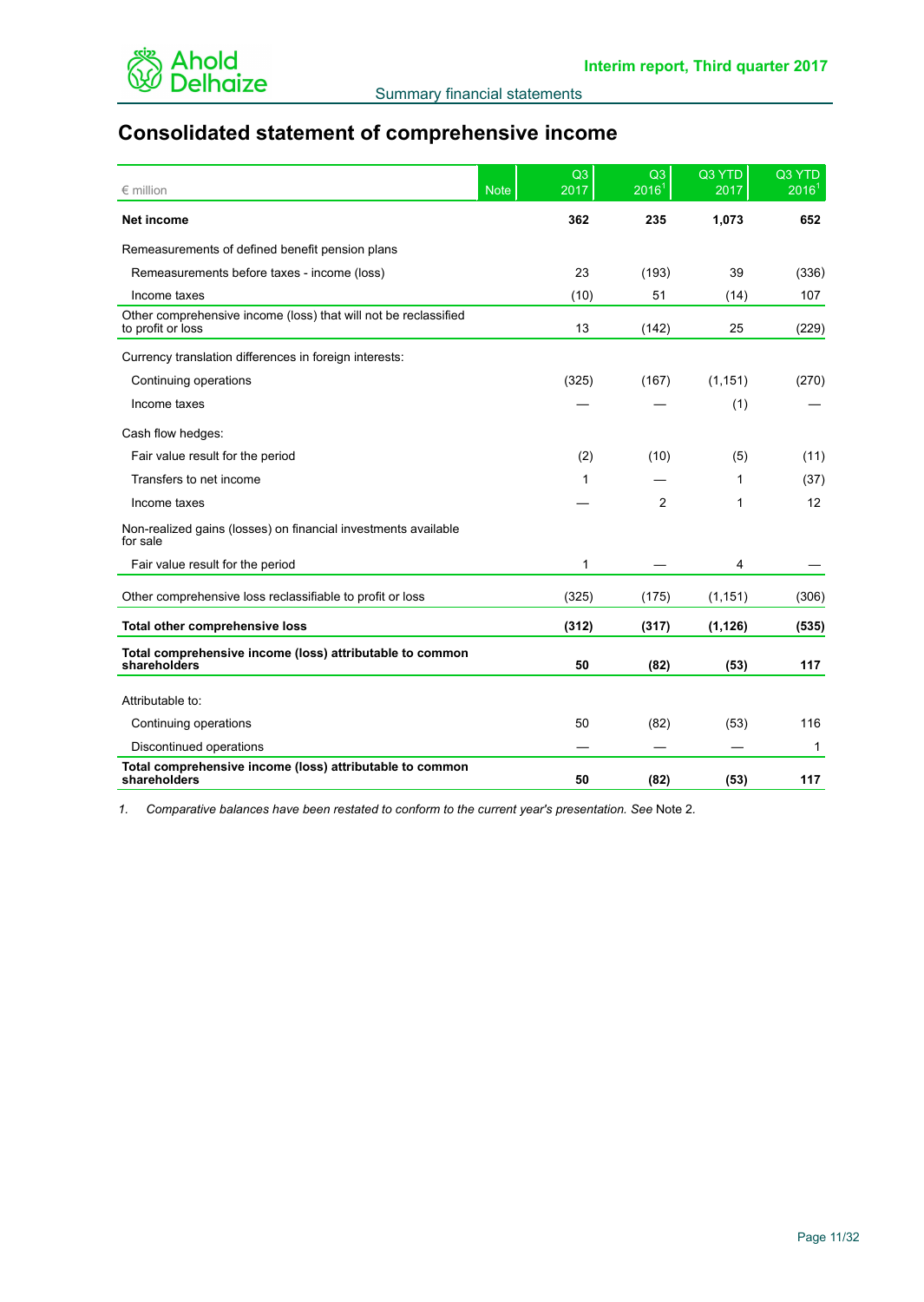# Consolidated statement of comprehensive income

| € million | Note | Q3 2017 | Q3 2016[1] | Q3 YTD 2017 | Q3 YTD 2016[1] |
|---|---|---|---|---|---|
| **Net income** | | **362** | **235** | **1,073** | **652** |
| Remeasurements of defined benefit pension plans | | | | | |
| Remeasurements before taxes - income (loss) | | 23 | (193) | 39 | (336) |
| Income taxes | | (10) | 51 | (14) | 107 |
| Other comprehensive income (loss) that will not be reclassified to profit or loss | | 13 | (142) | 25 | (229) |
| Currency translation differences in foreign interests: | | | | | |
| Continuing operations | | (325) | (167) | (1,151) | (270) |
| Income taxes | | — | — | (1) | — |
| Cash flow hedges: | | | | | |
| Fair value result for the period | | (2) | (10) | (5) | (11) |
| Transfers to net income | | 1 | — | 1 | (37) |
| Income taxes | | — | 2 | 1 | 12 |
| Non-realized gains (losses) on financial investments available for sale | | | | | |
| Fair value result for the period | | 1 | — | 4 | — |
| Other comprehensive loss reclassifiable to profit or loss | | (325) | (175) | (1,151) | (306) |
| **Total other comprehensive loss** | | **(312)** | **(317)** | **(1,126)** | **(535)** |
| **Total comprehensive income (loss) attributable to common shareholders** | | **50** | **(82)** | **(53)** | **117** |
| Attributable to: | | | | | |
| Continuing operations | | 50 | (82) | (53) | 116 |
| Discontinued operations | | — | — | — | 1 |
| **Total comprehensive income (loss) attributable to common shareholders** | | **50** | **(82)** | **(53)** | **117** |

1. *Comparative balances have been restated to conform to the current year's presentation. See* Note 2.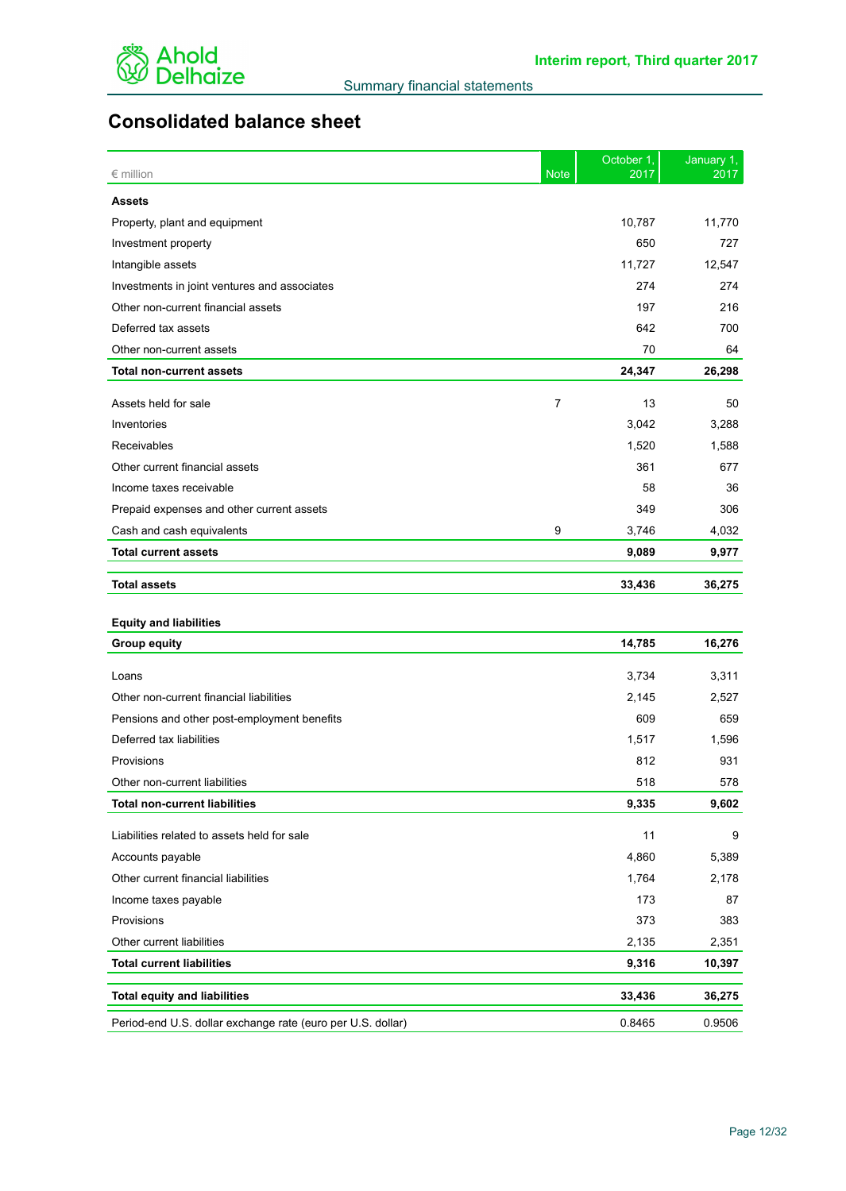## Consolidated balance sheet

| € million | Note | October 1, 2017 | January 1, 2017 |
|---|---|---|---|
| **Assets** | | | |
| Property, plant and equipment | | 10,787 | 11,770 |
| Investment property | | 650 | 727 |
| Intangible assets | | 11,727 | 12,547 |
| Investments in joint ventures and associates | | 274 | 274 |
| Other non-current financial assets | | 197 | 216 |
| Deferred tax assets | | 642 | 700 |
| Other non-current assets | | 70 | 64 |
| **Total non-current assets** | | **24,347** | **26,298** |
| Assets held for sale | 7 | 13 | 50 |
| Inventories | | 3,042 | 3,288 |
| Receivables | | 1,520 | 1,588 |
| Other current financial assets | | 361 | 677 |
| Income taxes receivable | | 58 | 36 |
| Prepaid expenses and other current assets | | 349 | 306 |
| Cash and cash equivalents | 9 | 3,746 | 4,032 |
| **Total current assets** | | **9,089** | **9,977** |
| **Total assets** | | **33,436** | **36,275** |
| **Equity and liabilities** | | | |
| **Group equity** | | **14,785** | **16,276** |
| Loans | | 3,734 | 3,311 |
| Other non-current financial liabilities | | 2,145 | 2,527 |
| Pensions and other post-employment benefits | | 609 | 659 |
| Deferred tax liabilities | | 1,517 | 1,596 |
| Provisions | | 812 | 931 |
| Other non-current liabilities | | 518 | 578 |
| **Total non-current liabilities** | | **9,335** | **9,602** |
| Liabilities related to assets held for sale | | 11 | 9 |
| Accounts payable | | 4,860 | 5,389 |
| Other current financial liabilities | | 1,764 | 2,178 |
| Income taxes payable | | 173 | 87 |
| Provisions | | 373 | 383 |
| Other current liabilities | | 2,135 | 2,351 |
| **Total current liabilities** | | **9,316** | **10,397** |
| **Total equity and liabilities** | | **33,436** | **36,275** |
| Period-end U.S. dollar exchange rate (euro per U.S. dollar) | | 0.8465 | 0.9506 |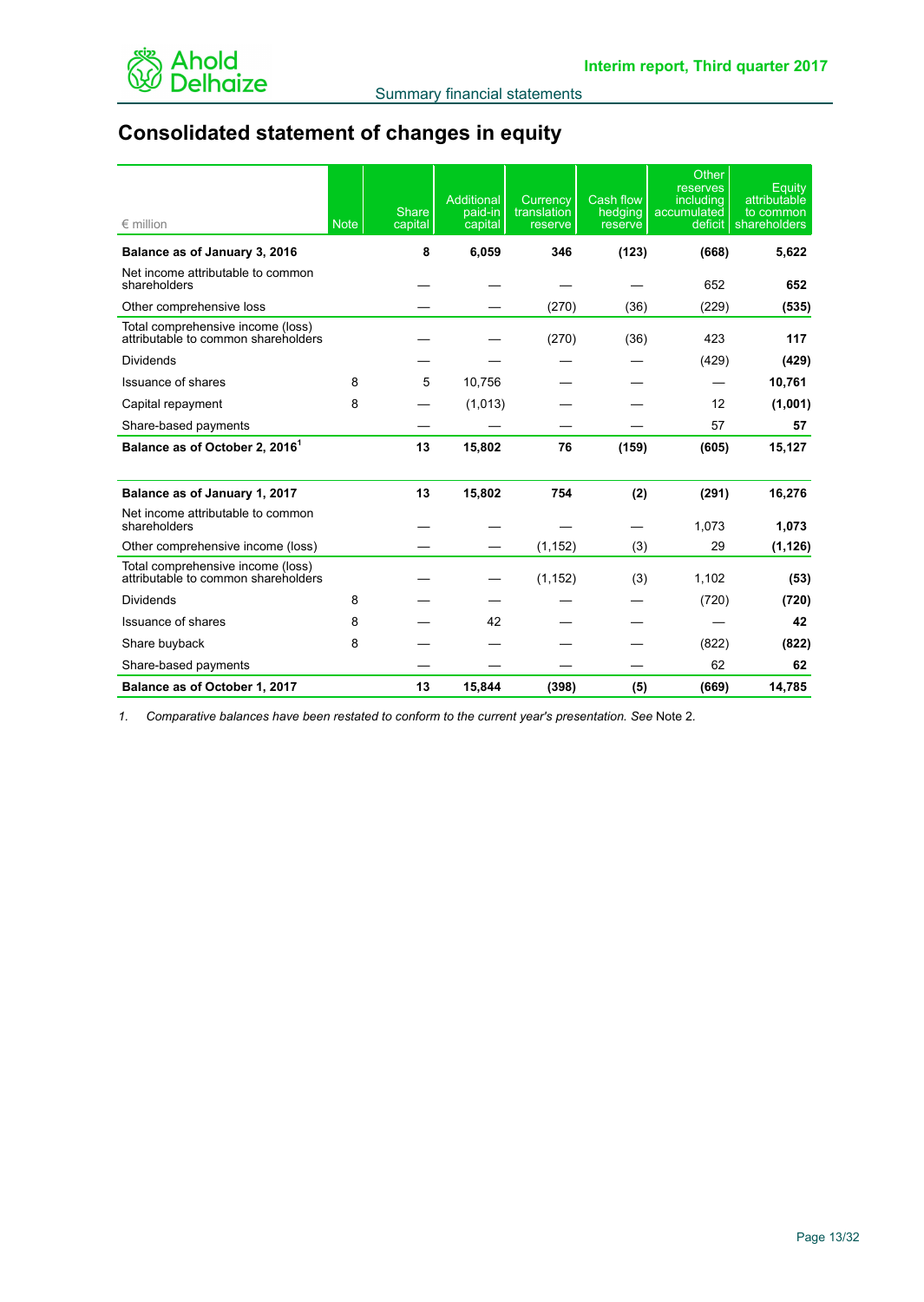# Consolidated statement of changes in equity

| € million | Note | Share capital | Additional paid-in capital | Currency translation reserve | Cash flow hedging reserve | Other reserves including accumulated deficit | Equity attributable to common shareholders |
|---|---|---|---|---|---|---|---|
| **Balance as of January 3, 2016** | | **8** | **6,059** | **346** | **(123)** | **(668)** | **5,622** |
| Net income attributable to common shareholders | | — | — | — | — | 652 | **652** |
| Other comprehensive loss | | — | — | (270) | (36) | (229) | **(535)** |
| Total comprehensive income (loss) attributable to common shareholders | | — | — | (270) | (36) | 423 | **117** |
| Dividends | | — | — | — | — | (429) | **(429)** |
| Issuance of shares | 8 | 5 | 10,756 | — | — | — | **10,761** |
| Capital repayment | 8 | — | (1,013) | — | — | 12 | **(1,001)** |
| Share-based payments | | — | — | — | — | 57 | **57** |
| **Balance as of October 2, 2016[1]** | | **13** | **15,802** | **76** | **(159)** | **(605)** | **15,127** |
| | | | | | | | |
| **Balance as of January 1, 2017** | | **13** | **15,802** | **754** | **(2)** | **(291)** | **16,276** |
| Net income attributable to common shareholders | | — | — | — | — | 1,073 | **1,073** |
| Other comprehensive income (loss) | | — | — | (1,152) | (3) | 29 | **(1,126)** |
| Total comprehensive income (loss) attributable to common shareholders | | — | — | (1,152) | (3) | 1,102 | **(53)** |
| Dividends | 8 | — | — | — | — | (720) | **(720)** |
| Issuance of shares | 8 | — | 42 | — | — | — | **42** |
| Share buyback | 8 | — | — | — | — | (822) | **(822)** |
| Share-based payments | | — | — | — | — | 62 | **62** |
| **Balance as of October 1, 2017** | | **13** | **15,844** | **(398)** | **(5)** | **(669)** | **14,785** |

1. *Comparative balances have been restated to conform to the current year's presentation. See* Note 2.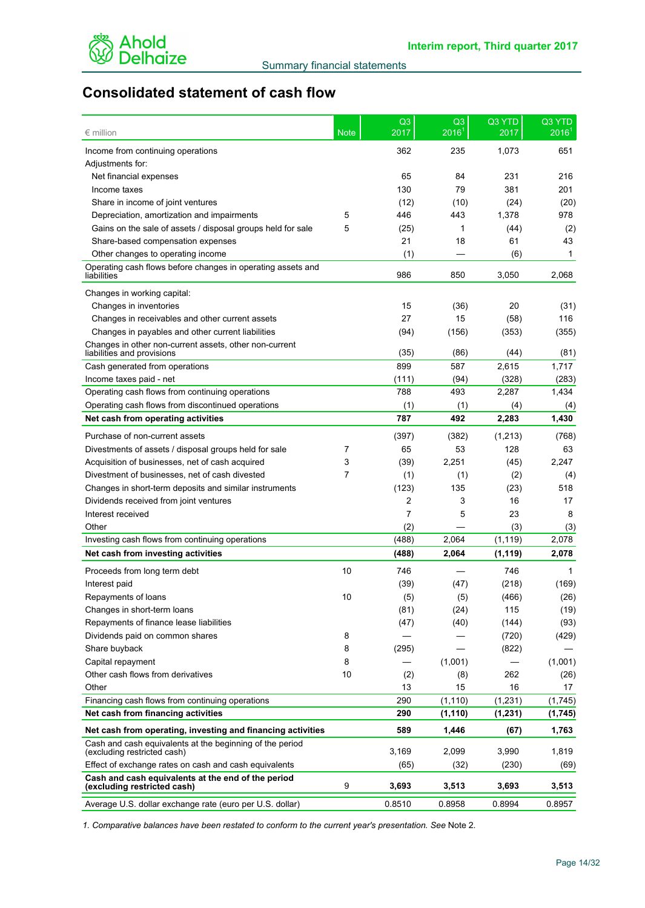## Consolidated statement of cash flow

| € million | Note | Q3 2017 | Q3 2016[1] | Q3 YTD 2017 | Q3 YTD 2016[1] |
|---|---|---|---|---|---|
| Income from continuing operations | | 362 | 235 | 1,073 | 651 |
| Adjustments for: | | | | | |
| Net financial expenses | | 65 | 84 | 231 | 216 |
| Income taxes | | 130 | 79 | 381 | 201 |
| Share in income of joint ventures | | (12) | (10) | (24) | (20) |
| Depreciation, amortization and impairments | 5 | 446 | 443 | 1,378 | 978 |
| Gains on the sale of assets / disposal groups held for sale | 5 | (25) | 1 | (44) | (2) |
| Share-based compensation expenses | | 21 | 18 | 61 | 43 |
| Other changes to operating income | | (1) | — | (6) | 1 |
| Operating cash flows before changes in operating assets and liabilities | | 986 | 850 | 3,050 | 2,068 |
| Changes in working capital: | | | | | |
| Changes in inventories | | 15 | (36) | 20 | (31) |
| Changes in receivables and other current assets | | 27 | 15 | (58) | 116 |
| Changes in payables and other current liabilities | | (94) | (156) | (353) | (355) |
| Changes in other non-current assets, other non-current liabilities and provisions | | (35) | (86) | (44) | (81) |
| Cash generated from operations | | 899 | 587 | 2,615 | 1,717 |
| Income taxes paid - net | | (111) | (94) | (328) | (283) |
| Operating cash flows from continuing operations | | 788 | 493 | 2,287 | 1,434 |
| Operating cash flows from discontinued operations | | (1) | (1) | (4) | (4) |
| **Net cash from operating activities** | | **787** | **492** | **2,283** | **1,430** |
| Purchase of non-current assets | | (397) | (382) | (1,213) | (768) |
| Divestments of assets / disposal groups held for sale | 7 | 65 | 53 | 128 | 63 |
| Acquisition of businesses, net of cash acquired | 3 | (39) | 2,251 | (45) | 2,247 |
| Divestment of businesses, net of cash divested | 7 | (1) | (1) | (2) | (4) |
| Changes in short-term deposits and similar instruments | | (123) | 135 | (23) | 518 |
| Dividends received from joint ventures | | 2 | 3 | 16 | 17 |
| Interest received | | 7 | 5 | 23 | 8 |
| Other | | (2) | — | (3) | (3) |
| Investing cash flows from continuing operations | | (488) | 2,064 | (1,119) | 2,078 |
| **Net cash from investing activities** | | **(488)** | **2,064** | **(1,119)** | **2,078** |
| Proceeds from long term debt | 10 | 746 | — | 746 | 1 |
| Interest paid | | (39) | (47) | (218) | (169) |
| Repayments of loans | 10 | (5) | (5) | (466) | (26) |
| Changes in short-term loans | | (81) | (24) | 115 | (19) |
| Repayments of finance lease liabilities | | (47) | (40) | (144) | (93) |
| Dividends paid on common shares | 8 | — | — | (720) | (429) |
| Share buyback | 8 | (295) | — | (822) | — |
| Capital repayment | 8 | — | (1,001) | — | (1,001) |
| Other cash flows from derivatives | 10 | (2) | (8) | 262 | (26) |
| Other | | 13 | 15 | 16 | 17 |
| Financing cash flows from continuing operations | | 290 | (1,110) | (1,231) | (1,745) |
| **Net cash from financing activities** | | **290** | **(1,110)** | **(1,231)** | **(1,745)** |
| **Net cash from operating, investing and financing activities** | | **589** | **1,446** | **(67)** | **1,763** |
| Cash and cash equivalents at the beginning of the period (excluding restricted cash) | | 3,169 | 2,099 | 3,990 | 1,819 |
| Effect of exchange rates on cash and cash equivalents | | (65) | (32) | (230) | (69) |
| **Cash and cash equivalents at the end of the period (excluding restricted cash)** | 9 | **3,693** | **3,513** | **3,693** | **3,513** |
| Average U.S. dollar exchange rate (euro per U.S. dollar) | | 0.8510 | 0.8958 | 0.8994 | 0.8957 |

*1. Comparative balances have been restated to conform to the current year's presentation. See* Note 2.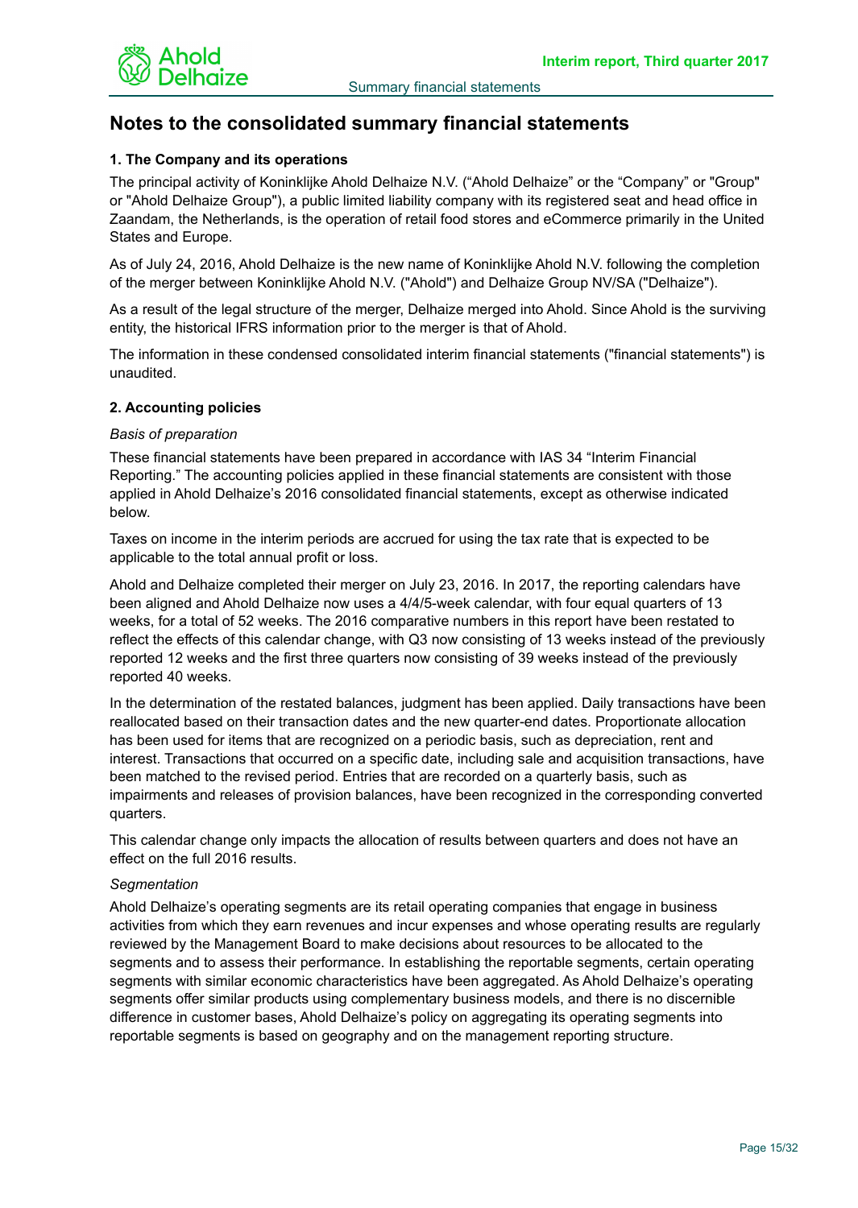# Notes to the consolidated summary financial statements

### 1. The Company and its operations

The principal activity of Koninklijke Ahold Delhaize N.V. ("Ahold Delhaize" or the "Company" or "Group" or "Ahold Delhaize Group"), a public limited liability company with its registered seat and head office in Zaandam, the Netherlands, is the operation of retail food stores and eCommerce primarily in the United States and Europe.

As of July 24, 2016, Ahold Delhaize is the new name of Koninklijke Ahold N.V. following the completion of the merger between Koninklijke Ahold N.V. ("Ahold") and Delhaize Group NV/SA ("Delhaize").

As a result of the legal structure of the merger, Delhaize merged into Ahold. Since Ahold is the surviving entity, the historical IFRS information prior to the merger is that of Ahold.

The information in these condensed consolidated interim financial statements ("financial statements") is unaudited.

### 2. Accounting policies

*Basis of preparation*

These financial statements have been prepared in accordance with IAS 34 "Interim Financial Reporting." The accounting policies applied in these financial statements are consistent with those applied in Ahold Delhaize's 2016 consolidated financial statements, except as otherwise indicated below.

Taxes on income in the interim periods are accrued for using the tax rate that is expected to be applicable to the total annual profit or loss.

Ahold and Delhaize completed their merger on July 23, 2016. In 2017, the reporting calendars have been aligned and Ahold Delhaize now uses a 4/4/5-week calendar, with four equal quarters of 13 weeks, for a total of 52 weeks. The 2016 comparative numbers in this report have been restated to reflect the effects of this calendar change, with Q3 now consisting of 13 weeks instead of the previously reported 12 weeks and the first three quarters now consisting of 39 weeks instead of the previously reported 40 weeks.

In the determination of the restated balances, judgment has been applied. Daily transactions have been reallocated based on their transaction dates and the new quarter-end dates. Proportionate allocation has been used for items that are recognized on a periodic basis, such as depreciation, rent and interest. Transactions that occurred on a specific date, including sale and acquisition transactions, have been matched to the revised period. Entries that are recorded on a quarterly basis, such as impairments and releases of provision balances, have been recognized in the corresponding converted quarters.

This calendar change only impacts the allocation of results between quarters and does not have an effect on the full 2016 results.

*Segmentation*

Ahold Delhaize's operating segments are its retail operating companies that engage in business activities from which they earn revenues and incur expenses and whose operating results are regularly reviewed by the Management Board to make decisions about resources to be allocated to the segments and to assess their performance. In establishing the reportable segments, certain operating segments with similar economic characteristics have been aggregated. As Ahold Delhaize's operating segments offer similar products using complementary business models, and there is no discernible difference in customer bases, Ahold Delhaize's policy on aggregating its operating segments into reportable segments is based on geography and on the management reporting structure.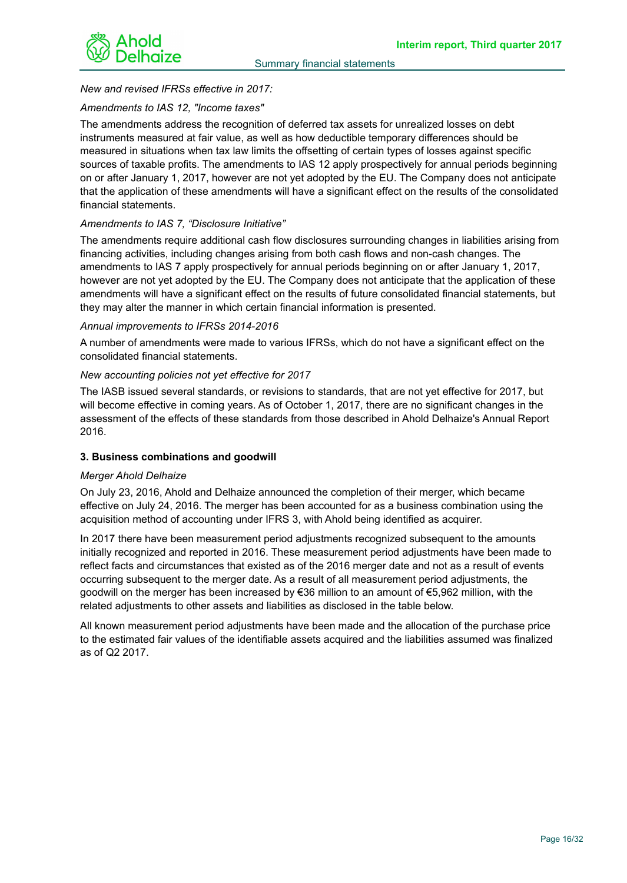*New and revised IFRSs effective in 2017:*

*Amendments to IAS 12, "Income taxes"*

The amendments address the recognition of deferred tax assets for unrealized losses on debt instruments measured at fair value, as well as how deductible temporary differences should be measured in situations when tax law limits the offsetting of certain types of losses against specific sources of taxable profits. The amendments to IAS 12 apply prospectively for annual periods beginning on or after January 1, 2017, however are not yet adopted by the EU. The Company does not anticipate that the application of these amendments will have a significant effect on the results of the consolidated financial statements.

*Amendments to IAS 7, "Disclosure Initiative"*

The amendments require additional cash flow disclosures surrounding changes in liabilities arising from financing activities, including changes arising from both cash flows and non-cash changes. The amendments to IAS 7 apply prospectively for annual periods beginning on or after January 1, 2017, however are not yet adopted by the EU. The Company does not anticipate that the application of these amendments will have a significant effect on the results of future consolidated financial statements, but they may alter the manner in which certain financial information is presented.

*Annual improvements to IFRSs 2014-2016*

A number of amendments were made to various IFRSs, which do not have a significant effect on the consolidated financial statements.

*New accounting policies not yet effective for 2017*

The IASB issued several standards, or revisions to standards, that are not yet effective for 2017, but will become effective in coming years. As of October 1, 2017, there are no significant changes in the assessment of the effects of these standards from those described in Ahold Delhaize's Annual Report 2016.

**3. Business combinations and goodwill**

*Merger Ahold Delhaize*

On July 23, 2016, Ahold and Delhaize announced the completion of their merger, which became effective on July 24, 2016. The merger has been accounted for as a business combination using the acquisition method of accounting under IFRS 3, with Ahold being identified as acquirer.

In 2017 there have been measurement period adjustments recognized subsequent to the amounts initially recognized and reported in 2016. These measurement period adjustments have been made to reflect facts and circumstances that existed as of the 2016 merger date and not as a result of events occurring subsequent to the merger date. As a result of all measurement period adjustments, the goodwill on the merger has been increased by €36 million to an amount of €5,962 million, with the related adjustments to other assets and liabilities as disclosed in the table below.

All known measurement period adjustments have been made and the allocation of the purchase price to the estimated fair values of the identifiable assets acquired and the liabilities assumed was finalized as of Q2 2017.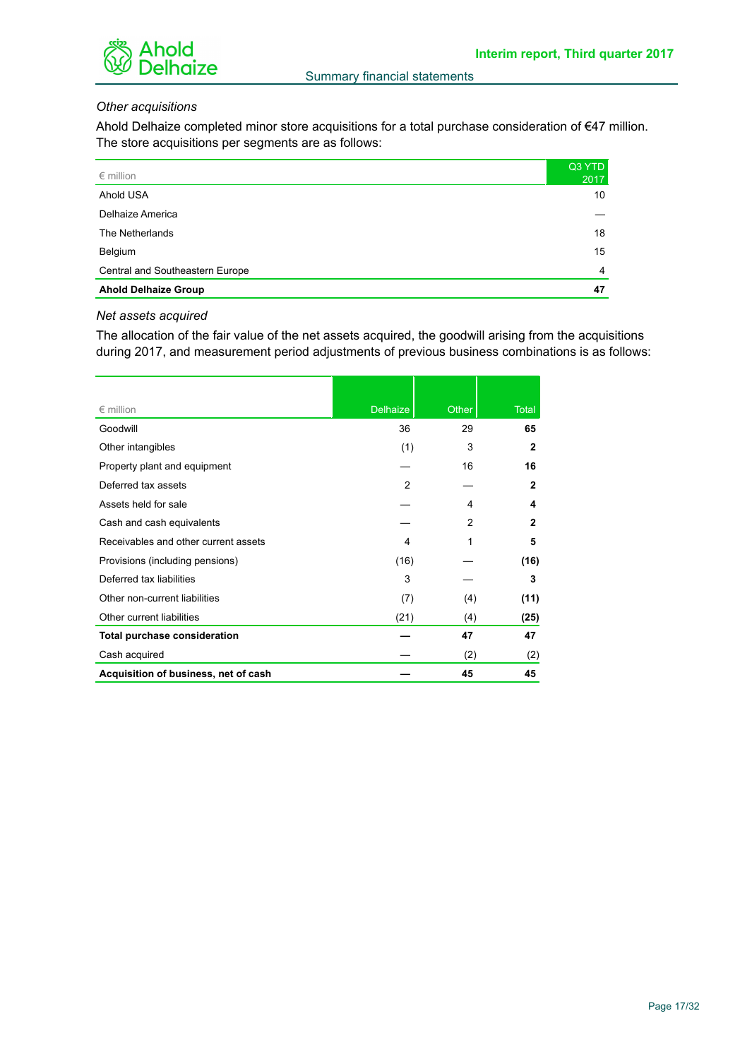*Other acquisitions*

Ahold Delhaize completed minor store acquisitions for a total purchase consideration of €47 million. The store acquisitions per segments are as follows:

| € million | Q3 YTD 2017 |
|---|---|
| Ahold USA | 10 |
| Delhaize America | — |
| The Netherlands | 18 |
| Belgium | 15 |
| Central and Southeastern Europe | 4 |
| **Ahold Delhaize Group** | **47** |

*Net assets acquired*

The allocation of the fair value of the net assets acquired, the goodwill arising from the acquisitions during 2017, and measurement period adjustments of previous business combinations is as follows:

| € million | Delhaize | Other | Total |
|---|---|---|---|
| Goodwill | 36 | 29 | **65** |
| Other intangibles | (1) | 3 | **2** |
| Property plant and equipment | — | 16 | **16** |
| Deferred tax assets | 2 | — | **2** |
| Assets held for sale | — | 4 | **4** |
| Cash and cash equivalents | — | 2 | **2** |
| Receivables and other current assets | 4 | 1 | **5** |
| Provisions (including pensions) | (16) | — | **(16)** |
| Deferred tax liabilities | 3 | — | **3** |
| Other non-current liabilities | (7) | (4) | **(11)** |
| Other current liabilities | (21) | (4) | **(25)** |
| **Total purchase consideration** | **—** | **47** | **47** |
| Cash acquired | — | (2) | (2) |
| **Acquisition of business, net of cash** | **—** | **45** | **45** |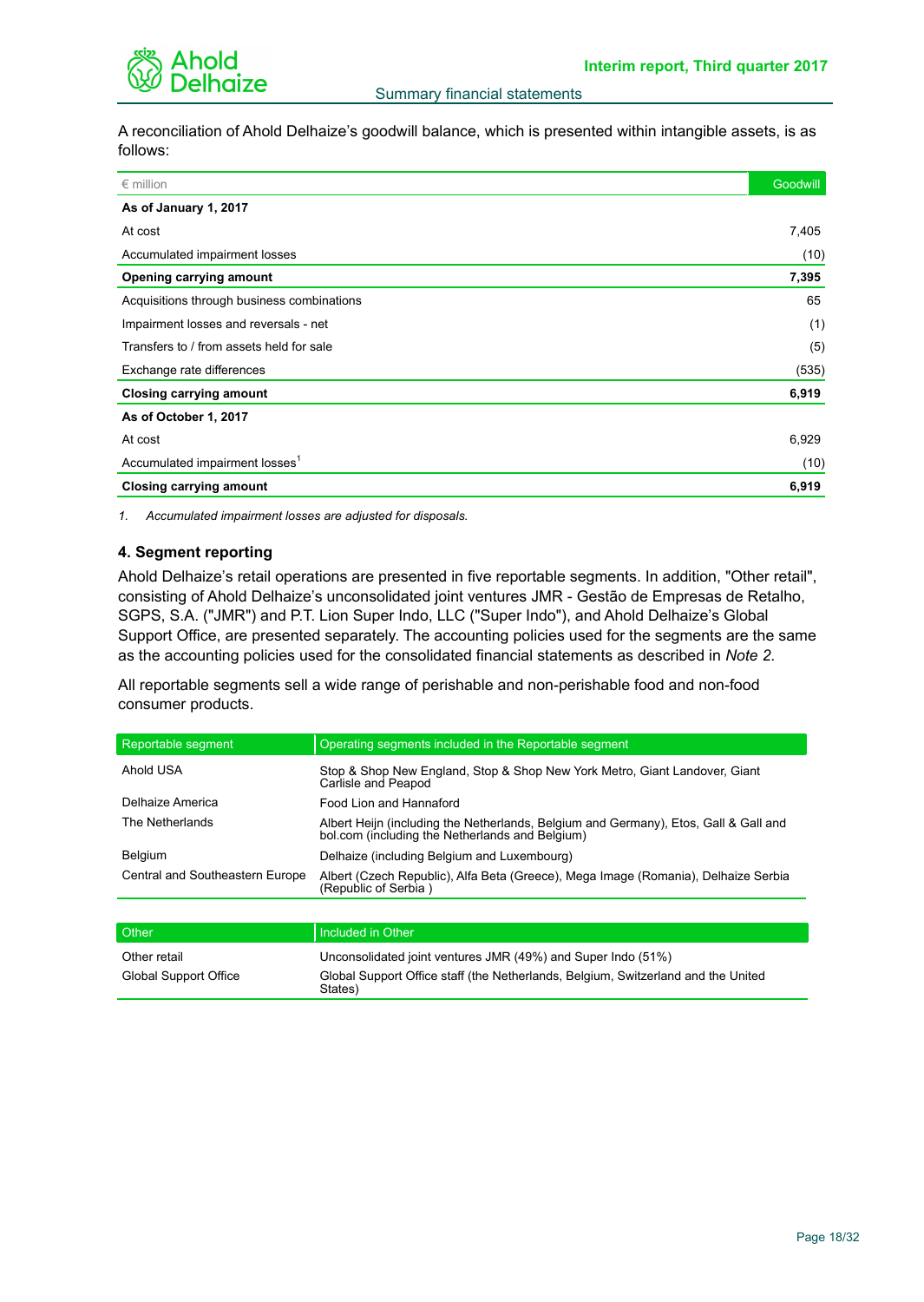A reconciliation of Ahold Delhaize's goodwill balance, which is presented within intangible assets, is as follows:

| € million | Goodwill |
|---|---|
| **As of January 1, 2017** | |
| At cost | 7,405 |
| Accumulated impairment losses | (10) |
| **Opening carrying amount** | **7,395** |
| Acquisitions through business combinations | 65 |
| Impairment losses and reversals - net | (1) |
| Transfers to / from assets held for sale | (5) |
| Exchange rate differences | (535) |
| **Closing carrying amount** | **6,919** |
| **As of October 1, 2017** | |
| At cost | 6,929 |
| Accumulated impairment losses[1] | (10) |
| **Closing carrying amount** | **6,919** |

1. *Accumulated impairment losses are adjusted for disposals.*

## 4. Segment reporting

Ahold Delhaize's retail operations are presented in five reportable segments. In addition, "Other retail", consisting of Ahold Delhaize's unconsolidated joint ventures JMR - Gestão de Empresas de Retalho, SGPS, S.A. ("JMR") and P.T. Lion Super Indo, LLC ("Super Indo"), and Ahold Delhaize's Global Support Office, are presented separately. The accounting policies used for the segments are the same as the accounting policies used for the consolidated financial statements as described in *Note 2*.

All reportable segments sell a wide range of perishable and non-perishable food and non-food consumer products.

| Reportable segment | Operating segments included in the Reportable segment |
|---|---|
| Ahold USA | Stop & Shop New England, Stop & Shop New York Metro, Giant Landover, Giant Carlisle and Peapod |
| Delhaize America | Food Lion and Hannaford |
| The Netherlands | Albert Heijn (including the Netherlands, Belgium and Germany), Etos, Gall & Gall and bol.com (including the Netherlands and Belgium) |
| Belgium | Delhaize (including Belgium and Luxembourg) |
| Central and Southeastern Europe | Albert (Czech Republic), Alfa Beta (Greece), Mega Image (Romania), Delhaize Serbia (Republic of Serbia ) |

| Other | Included in Other |
|---|---|
| Other retail | Unconsolidated joint ventures JMR (49%) and Super Indo (51%) |
| Global Support Office | Global Support Office staff (the Netherlands, Belgium, Switzerland and the United States) |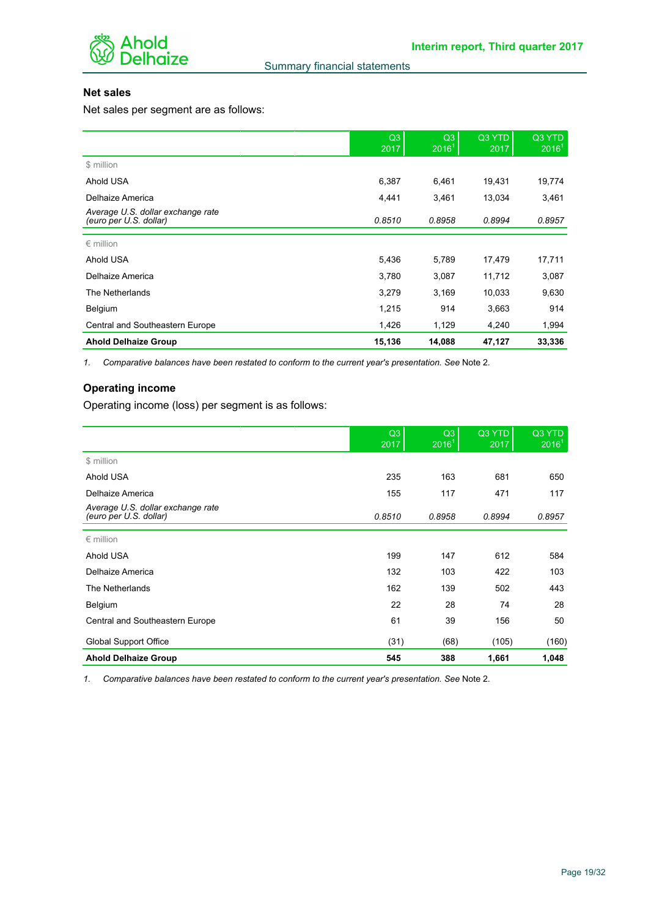## Net sales

Net sales per segment are as follows:

| | Q3 2017 | Q3 2016[1] | Q3 YTD 2017 | Q3 YTD 2016[1] |
|---|---|---|---|---|
| $ million | | | | |
| Ahold USA | 6,387 | 6,461 | 19,431 | 19,774 |
| Delhaize America | 4,441 | 3,461 | 13,034 | 3,461 |
| *Average U.S. dollar exchange rate (euro per U.S. dollar)* | *0.8510* | *0.8958* | *0.8994* | *0.8957* |
| € million | | | | |
| Ahold USA | 5,436 | 5,789 | 17,479 | 17,711 |
| Delhaize America | 3,780 | 3,087 | 11,712 | 3,087 |
| The Netherlands | 3,279 | 3,169 | 10,033 | 9,630 |
| Belgium | 1,215 | 914 | 3,663 | 914 |
| Central and Southeastern Europe | 1,426 | 1,129 | 4,240 | 1,994 |
| **Ahold Delhaize Group** | **15,136** | **14,088** | **47,127** | **33,336** |

1. *Comparative balances have been restated to conform to the current year's presentation. See* Note 2.

## Operating income

Operating income (loss) per segment is as follows:

| | Q3 2017 | Q3 2016[1] | Q3 YTD 2017 | Q3 YTD 2016[1] |
|---|---|---|---|---|
| $ million | | | | |
| Ahold USA | 235 | 163 | 681 | 650 |
| Delhaize America | 155 | 117 | 471 | 117 |
| *Average U.S. dollar exchange rate (euro per U.S. dollar)* | *0.8510* | *0.8958* | *0.8994* | *0.8957* |
| € million | | | | |
| Ahold USA | 199 | 147 | 612 | 584 |
| Delhaize America | 132 | 103 | 422 | 103 |
| The Netherlands | 162 | 139 | 502 | 443 |
| Belgium | 22 | 28 | 74 | 28 |
| Central and Southeastern Europe | 61 | 39 | 156 | 50 |
| Global Support Office | (31) | (68) | (105) | (160) |
| **Ahold Delhaize Group** | **545** | **388** | **1,661** | **1,048** |

1. *Comparative balances have been restated to conform to the current year's presentation. See* Note 2.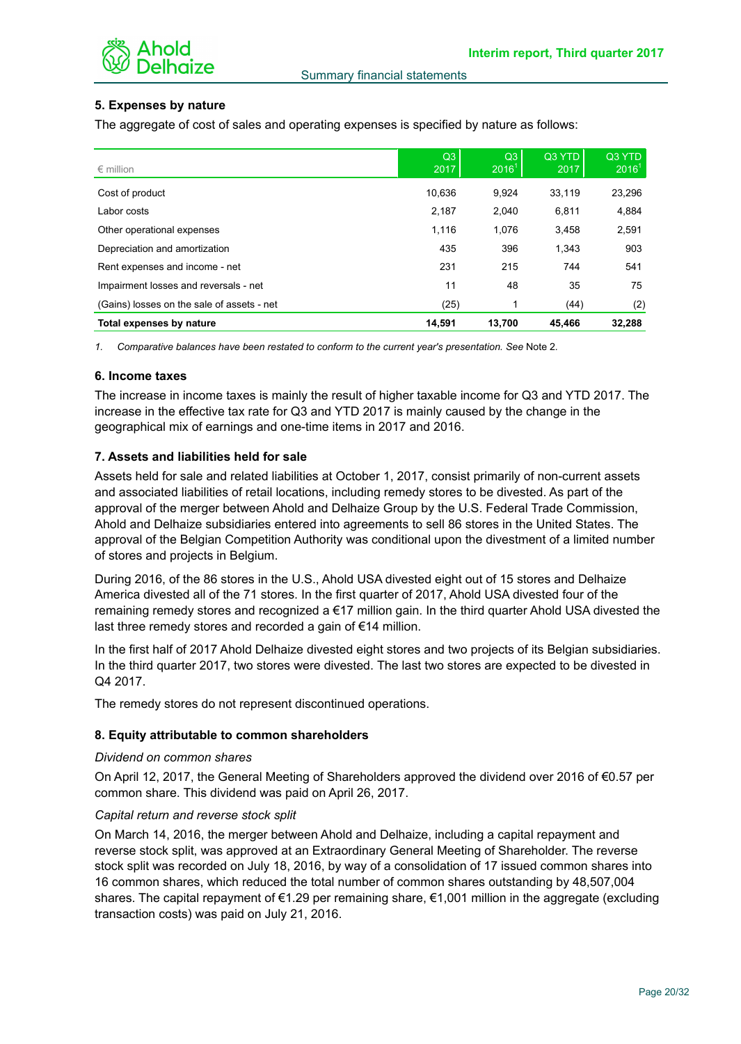### 5. Expenses by nature

The aggregate of cost of sales and operating expenses is specified by nature as follows:

| € million | Q3 2017 | Q3 2016[1] | Q3 YTD 2017 | Q3 YTD 2016[1] |
|---|---|---|---|---|
| Cost of product | 10,636 | 9,924 | 33,119 | 23,296 |
| Labor costs | 2,187 | 2,040 | 6,811 | 4,884 |
| Other operational expenses | 1,116 | 1,076 | 3,458 | 2,591 |
| Depreciation and amortization | 435 | 396 | 1,343 | 903 |
| Rent expenses and income - net | 231 | 215 | 744 | 541 |
| Impairment losses and reversals - net | 11 | 48 | 35 | 75 |
| (Gains) losses on the sale of assets - net | (25) | 1 | (44) | (2) |
| **Total expenses by nature** | **14,591** | **13,700** | **45,466** | **32,288** |

1. *Comparative balances have been restated to conform to the current year's presentation. See* Note 2.

### 6. Income taxes

The increase in income taxes is mainly the result of higher taxable income for Q3 and YTD 2017. The increase in the effective tax rate for Q3 and YTD 2017 is mainly caused by the change in the geographical mix of earnings and one-time items in 2017 and 2016.

### 7. Assets and liabilities held for sale

Assets held for sale and related liabilities at October 1, 2017, consist primarily of non-current assets and associated liabilities of retail locations, including remedy stores to be divested. As part of the approval of the merger between Ahold and Delhaize Group by the U.S. Federal Trade Commission, Ahold and Delhaize subsidiaries entered into agreements to sell 86 stores in the United States. The approval of the Belgian Competition Authority was conditional upon the divestment of a limited number of stores and projects in Belgium.

During 2016, of the 86 stores in the U.S., Ahold USA divested eight out of 15 stores and Delhaize America divested all of the 71 stores. In the first quarter of 2017, Ahold USA divested four of the remaining remedy stores and recognized a €17 million gain. In the third quarter Ahold USA divested the last three remedy stores and recorded a gain of €14 million.

In the first half of 2017 Ahold Delhaize divested eight stores and two projects of its Belgian subsidiaries. In the third quarter 2017, two stores were divested. The last two stores are expected to be divested in Q4 2017.

The remedy stores do not represent discontinued operations.

### 8. Equity attributable to common shareholders

*Dividend on common shares*

On April 12, 2017, the General Meeting of Shareholders approved the dividend over 2016 of €0.57 per common share. This dividend was paid on April 26, 2017.

*Capital return and reverse stock split*

On March 14, 2016, the merger between Ahold and Delhaize, including a capital repayment and reverse stock split, was approved at an Extraordinary General Meeting of Shareholder. The reverse stock split was recorded on July 18, 2016, by way of a consolidation of 17 issued common shares into 16 common shares, which reduced the total number of common shares outstanding by 48,507,004 shares. The capital repayment of €1.29 per remaining share, €1,001 million in the aggregate (excluding transaction costs) was paid on July 21, 2016.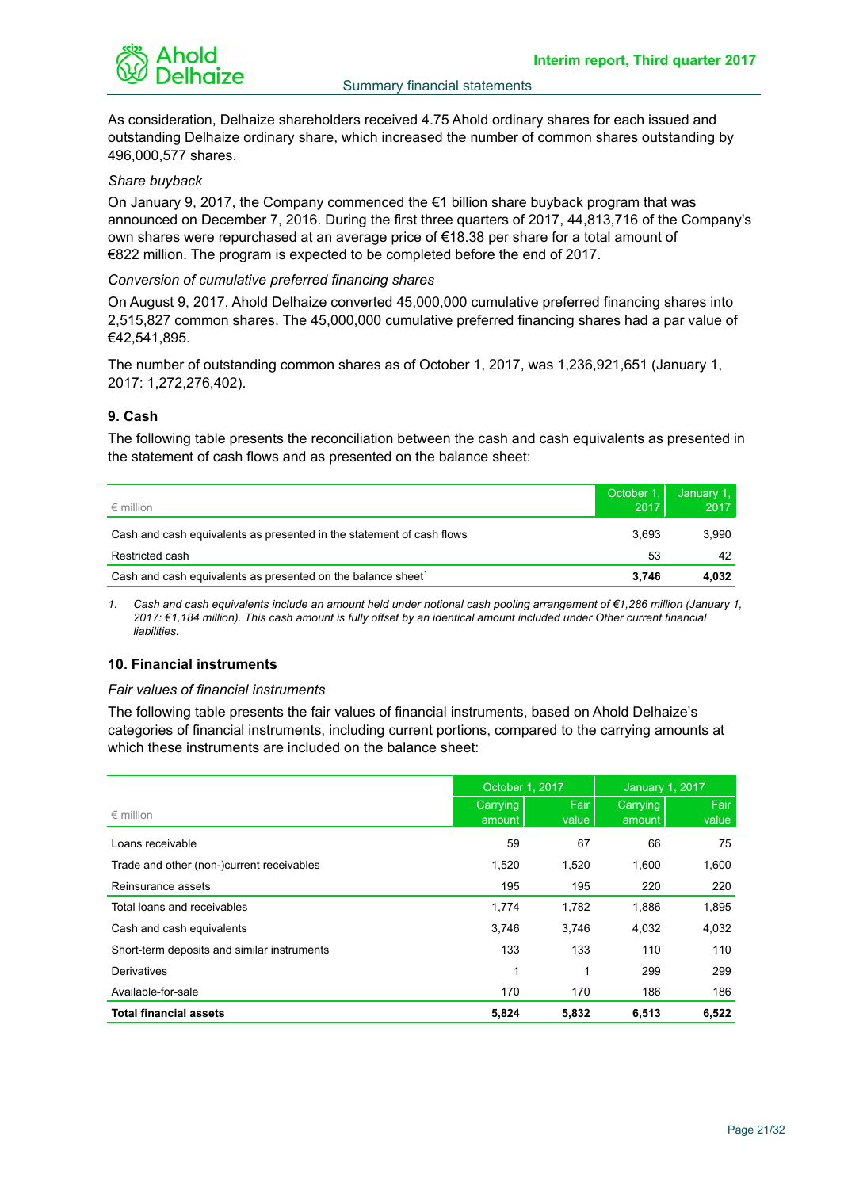As consideration, Delhaize shareholders received 4.75 Ahold ordinary shares for each issued and outstanding Delhaize ordinary share, which increased the number of common shares outstanding by 496,000,577 shares.

*Share buyback*

On January 9, 2017, the Company commenced the €1 billion share buyback program that was announced on December 7, 2016. During the first three quarters of 2017, 44,813,716 of the Company's own shares were repurchased at an average price of €18.38 per share for a total amount of €822 million. The program is expected to be completed before the end of 2017.

*Conversion of cumulative preferred financing shares*

On August 9, 2017, Ahold Delhaize converted 45,000,000 cumulative preferred financing shares into 2,515,827 common shares. The 45,000,000 cumulative preferred financing shares had a par value of €42,541,895.

The number of outstanding common shares as of October 1, 2017, was 1,236,921,651 (January 1, 2017: 1,272,276,402).

### 9. Cash

The following table presents the reconciliation between the cash and cash equivalents as presented in the statement of cash flows and as presented on the balance sheet:

| € million | October 1, 2017 | January 1, 2017 |
|---|---|---|
| Cash and cash equivalents as presented in the statement of cash flows | 3,693 | 3,990 |
| Restricted cash | 53 | 42 |
| Cash and cash equivalents as presented on the balance sheet[1] | **3,746** | **4,032** |

1. *Cash and cash equivalents include an amount held under notional cash pooling arrangement of €1,286 million (January 1, 2017: €1,184 million). This cash amount is fully offset by an identical amount included under Other current financial liabilities.*

### 10. Financial instruments

*Fair values of financial instruments*

The following table presents the fair values of financial instruments, based on Ahold Delhaize's categories of financial instruments, including current portions, compared to the carrying amounts at which these instruments are included on the balance sheet:

| € million | October 1, 2017 | | January 1, 2017 | |
|---|---|---|---|---|
| | Carrying amount | Fair value | Carrying amount | Fair value |
| Loans receivable | 59 | 67 | 66 | 75 |
| Trade and other (non-)current receivables | 1,520 | 1,520 | 1,600 | 1,600 |
| Reinsurance assets | 195 | 195 | 220 | 220 |
| Total loans and receivables | 1,774 | 1,782 | 1,886 | 1,895 |
| Cash and cash equivalents | 3,746 | 3,746 | 4,032 | 4,032 |
| Short-term deposits and similar instruments | 133 | 133 | 110 | 110 |
| Derivatives | 1 | 1 | 299 | 299 |
| Available-for-sale | 170 | 170 | 186 | 186 |
| **Total financial assets** | **5,824** | **5,832** | **6,513** | **6,522** |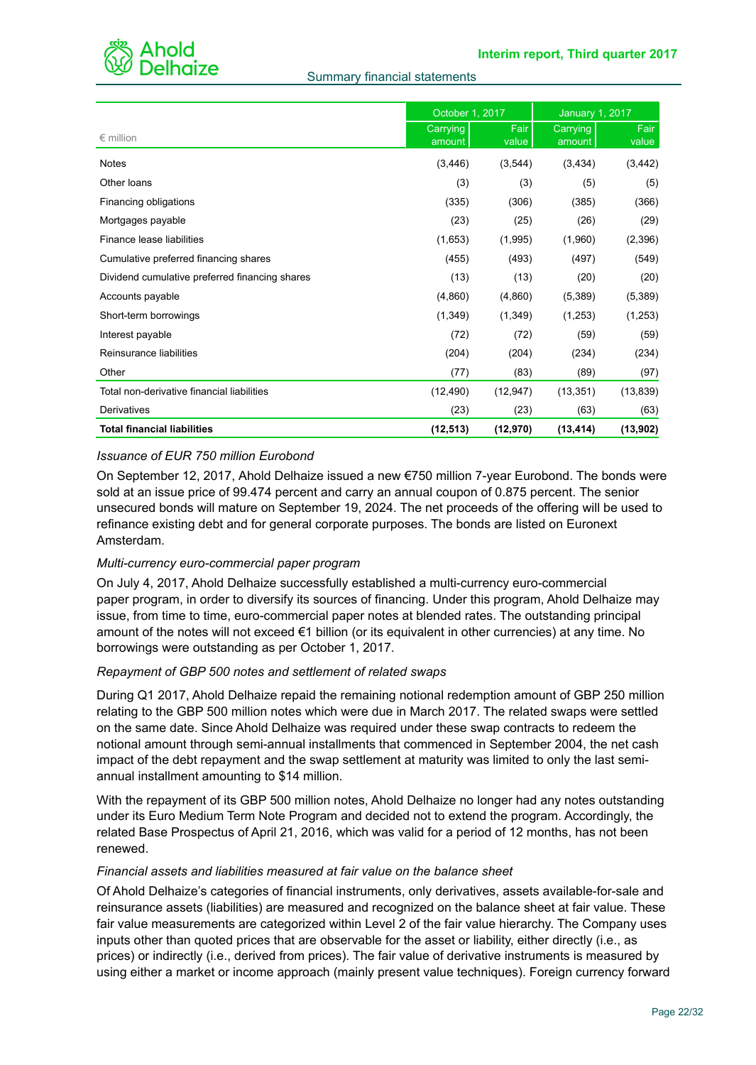| € million | October 1, 2017 | | January 1, 2017 | |
|---|---|---|---|---|
| | Carrying amount | Fair value | Carrying amount | Fair value |
| Notes | (3,446) | (3,544) | (3,434) | (3,442) |
| Other loans | (3) | (3) | (5) | (5) |
| Financing obligations | (335) | (306) | (385) | (366) |
| Mortgages payable | (23) | (25) | (26) | (29) |
| Finance lease liabilities | (1,653) | (1,995) | (1,960) | (2,396) |
| Cumulative preferred financing shares | (455) | (493) | (497) | (549) |
| Dividend cumulative preferred financing shares | (13) | (13) | (20) | (20) |
| Accounts payable | (4,860) | (4,860) | (5,389) | (5,389) |
| Short-term borrowings | (1,349) | (1,349) | (1,253) | (1,253) |
| Interest payable | (72) | (72) | (59) | (59) |
| Reinsurance liabilities | (204) | (204) | (234) | (234) |
| Other | (77) | (83) | (89) | (97) |
| Total non-derivative financial liabilities | (12,490) | (12,947) | (13,351) | (13,839) |
| Derivatives | (23) | (23) | (63) | (63) |
| **Total financial liabilities** | **(12,513)** | **(12,970)** | **(13,414)** | **(13,902)** |

*Issuance of EUR 750 million Eurobond*

On September 12, 2017, Ahold Delhaize issued a new €750 million 7-year Eurobond. The bonds were sold at an issue price of 99.474 percent and carry an annual coupon of 0.875 percent. The senior unsecured bonds will mature on September 19, 2024. The net proceeds of the offering will be used to refinance existing debt and for general corporate purposes. The bonds are listed on Euronext Amsterdam.

*Multi-currency euro-commercial paper program*

On July 4, 2017, Ahold Delhaize successfully established a multi-currency euro-commercial paper program, in order to diversify its sources of financing. Under this program, Ahold Delhaize may issue, from time to time, euro-commercial paper notes at blended rates. The outstanding principal amount of the notes will not exceed €1 billion (or its equivalent in other currencies) at any time. No borrowings were outstanding as per October 1, 2017.

*Repayment of GBP 500 notes and settlement of related swaps*

During Q1 2017, Ahold Delhaize repaid the remaining notional redemption amount of GBP 250 million relating to the GBP 500 million notes which were due in March 2017. The related swaps were settled on the same date. Since Ahold Delhaize was required under these swap contracts to redeem the notional amount through semi-annual installments that commenced in September 2004, the net cash impact of the debt repayment and the swap settlement at maturity was limited to only the last semi-annual installment amounting to $14 million.

With the repayment of its GBP 500 million notes, Ahold Delhaize no longer had any notes outstanding under its Euro Medium Term Note Program and decided not to extend the program. Accordingly, the related Base Prospectus of April 21, 2016, which was valid for a period of 12 months, has not been renewed.

*Financial assets and liabilities measured at fair value on the balance sheet*

Of Ahold Delhaize's categories of financial instruments, only derivatives, assets available-for-sale and reinsurance assets (liabilities) are measured and recognized on the balance sheet at fair value. These fair value measurements are categorized within Level 2 of the fair value hierarchy. The Company uses inputs other than quoted prices that are observable for the asset or liability, either directly (i.e., as prices) or indirectly (i.e., derived from prices). The fair value of derivative instruments is measured by using either a market or income approach (mainly present value techniques). Foreign currency forward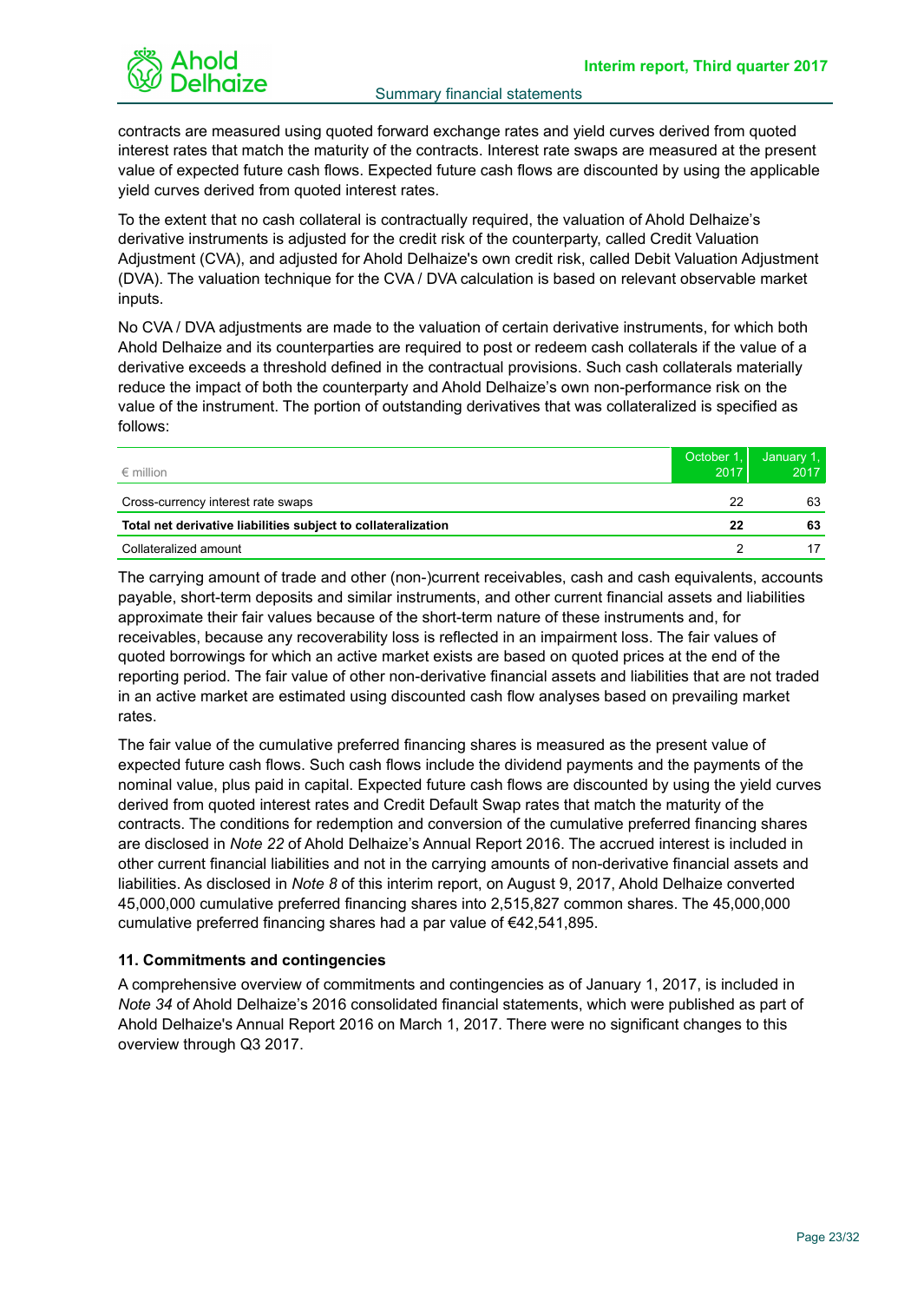contracts are measured using quoted forward exchange rates and yield curves derived from quoted interest rates that match the maturity of the contracts. Interest rate swaps are measured at the present value of expected future cash flows. Expected future cash flows are discounted by using the applicable yield curves derived from quoted interest rates.

To the extent that no cash collateral is contractually required, the valuation of Ahold Delhaize's derivative instruments is adjusted for the credit risk of the counterparty, called Credit Valuation Adjustment (CVA), and adjusted for Ahold Delhaize's own credit risk, called Debit Valuation Adjustment (DVA). The valuation technique for the CVA / DVA calculation is based on relevant observable market inputs.

No CVA / DVA adjustments are made to the valuation of certain derivative instruments, for which both Ahold Delhaize and its counterparties are required to post or redeem cash collaterals if the value of a derivative exceeds a threshold defined in the contractual provisions. Such cash collaterals materially reduce the impact of both the counterparty and Ahold Delhaize's own non-performance risk on the value of the instrument. The portion of outstanding derivatives that was collateralized is specified as follows:

| € million | October 1, 2017 | January 1, 2017 |
|---|---|---|
| Cross-currency interest rate swaps | 22 | 63 |
| **Total net derivative liabilities subject to collateralization** | **22** | **63** |
| Collateralized amount | 2 | 17 |

The carrying amount of trade and other (non-)current receivables, cash and cash equivalents, accounts payable, short-term deposits and similar instruments, and other current financial assets and liabilities approximate their fair values because of the short-term nature of these instruments and, for receivables, because any recoverability loss is reflected in an impairment loss. The fair values of quoted borrowings for which an active market exists are based on quoted prices at the end of the reporting period. The fair value of other non-derivative financial assets and liabilities that are not traded in an active market are estimated using discounted cash flow analyses based on prevailing market rates.

The fair value of the cumulative preferred financing shares is measured as the present value of expected future cash flows. Such cash flows include the dividend payments and the payments of the nominal value, plus paid in capital. Expected future cash flows are discounted by using the yield curves derived from quoted interest rates and Credit Default Swap rates that match the maturity of the contracts. The conditions for redemption and conversion of the cumulative preferred financing shares are disclosed in *Note 22* of Ahold Delhaize's Annual Report 2016. The accrued interest is included in other current financial liabilities and not in the carrying amounts of non-derivative financial assets and liabilities. As disclosed in *Note 8* of this interim report, on August 9, 2017, Ahold Delhaize converted 45,000,000 cumulative preferred financing shares into 2,515,827 common shares. The 45,000,000 cumulative preferred financing shares had a par value of €42,541,895.

### 11. Commitments and contingencies

A comprehensive overview of commitments and contingencies as of January 1, 2017, is included in *Note 34* of Ahold Delhaize's 2016 consolidated financial statements, which were published as part of Ahold Delhaize's Annual Report 2016 on March 1, 2017. There were no significant changes to this overview through Q3 2017.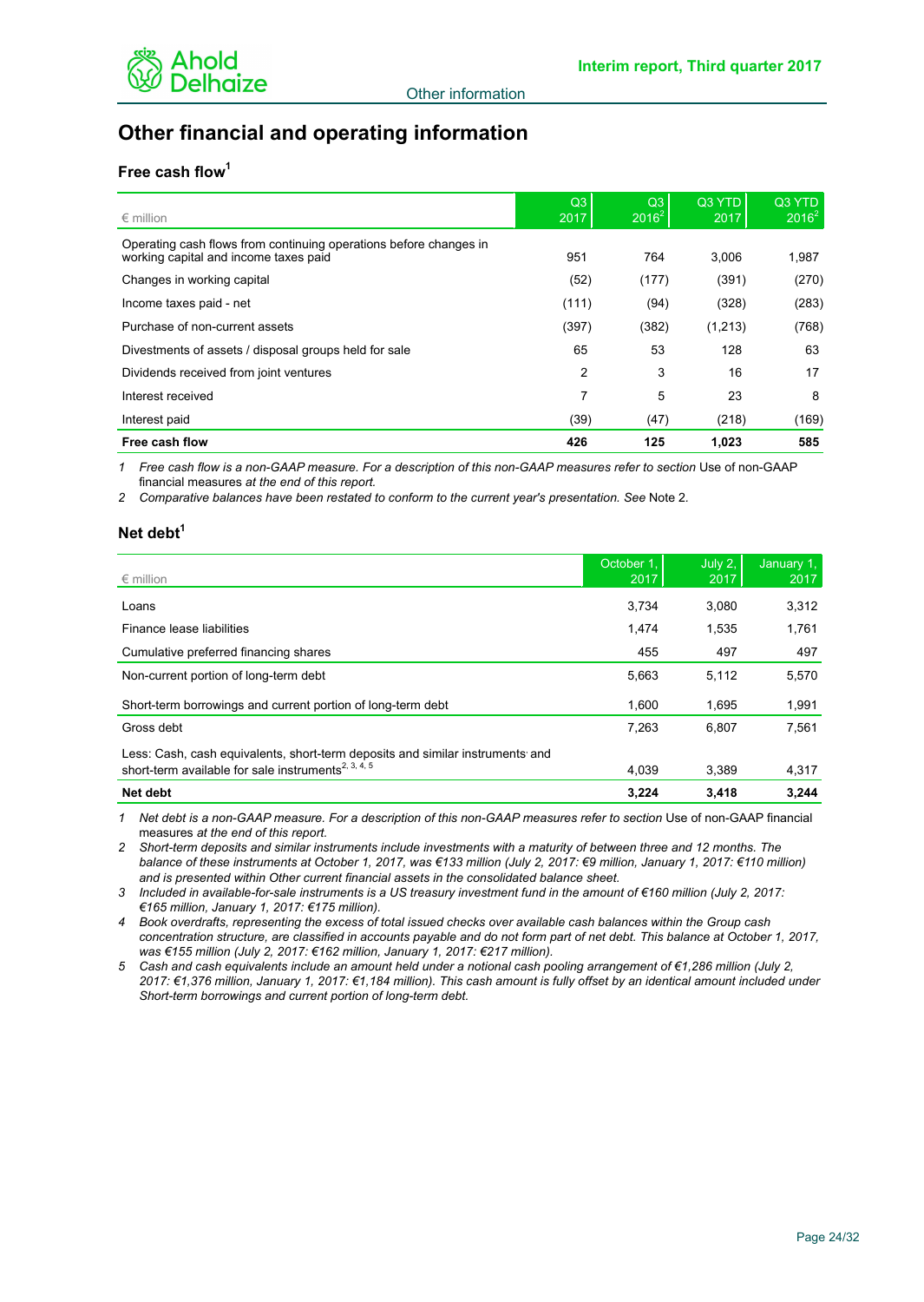## Other financial and operating information

### Free cash flow[1]

| € million | Q3 2017 | Q3 2016[2] | Q3 YTD 2017 | Q3 YTD 2016[2] |
|---|---|---|---|---|
| Operating cash flows from continuing operations before changes in working capital and income taxes paid | 951 | 764 | 3,006 | 1,987 |
| Changes in working capital | (52) | (177) | (391) | (270) |
| Income taxes paid - net | (111) | (94) | (328) | (283) |
| Purchase of non-current assets | (397) | (382) | (1,213) | (768) |
| Divestments of assets / disposal groups held for sale | 65 | 53 | 128 | 63 |
| Dividends received from joint ventures | 2 | 3 | 16 | 17 |
| Interest received | 7 | 5 | 23 | 8 |
| Interest paid | (39) | (47) | (218) | (169) |
| **Free cash flow** | **426** | **125** | **1,023** | **585** |

1 *Free cash flow is a non-GAAP measure. For a description of this non-GAAP measures refer to section* Use of non-GAAP financial measures *at the end of this report.*

2 *Comparative balances have been restated to conform to the current year's presentation. See* Note 2.

### Net debt[1]

| € million | October 1, 2017 | July 2, 2017 | January 1, 2017 |
|---|---|---|---|
| Loans | 3,734 | 3,080 | 3,312 |
| Finance lease liabilities | 1,474 | 1,535 | 1,761 |
| Cumulative preferred financing shares | 455 | 497 | 497 |
| Non-current portion of long-term debt | 5,663 | 5,112 | 5,570 |
| Short-term borrowings and current portion of long-term debt | 1,600 | 1,695 | 1,991 |
| Gross debt | 7,263 | 6,807 | 7,561 |
| Less: Cash, cash equivalents, short-term deposits and similar instruments and short-term available for sale instruments[2, 3, 4, 5] | 4,039 | 3,389 | 4,317 |
| **Net debt** | **3,224** | **3,418** | **3,244** |

1 *Net debt is a non-GAAP measure. For a description of this non-GAAP measures refer to section* Use of non-GAAP financial measures *at the end of this report.*

2 *Short-term deposits and similar instruments include investments with a maturity of between three and 12 months. The balance of these instruments at October 1, 2017, was €133 million (July 2, 2017: €9 million, January 1, 2017: €110 million) and is presented within Other current financial assets in the consolidated balance sheet.*

3 *Included in available-for-sale instruments is a US treasury investment fund in the amount of €160 million (July 2, 2017: €165 million, January 1, 2017: €175 million).*

4 *Book overdrafts, representing the excess of total issued checks over available cash balances within the Group cash concentration structure, are classified in accounts payable and do not form part of net debt. This balance at October 1, 2017, was €155 million (July 2, 2017: €162 million, January 1, 2017: €217 million).*

5 *Cash and cash equivalents include an amount held under a notional cash pooling arrangement of €1,286 million (July 2, 2017: €1,376 million, January 1, 2017: €1,184 million). This cash amount is fully offset by an identical amount included under Short-term borrowings and current portion of long-term debt.*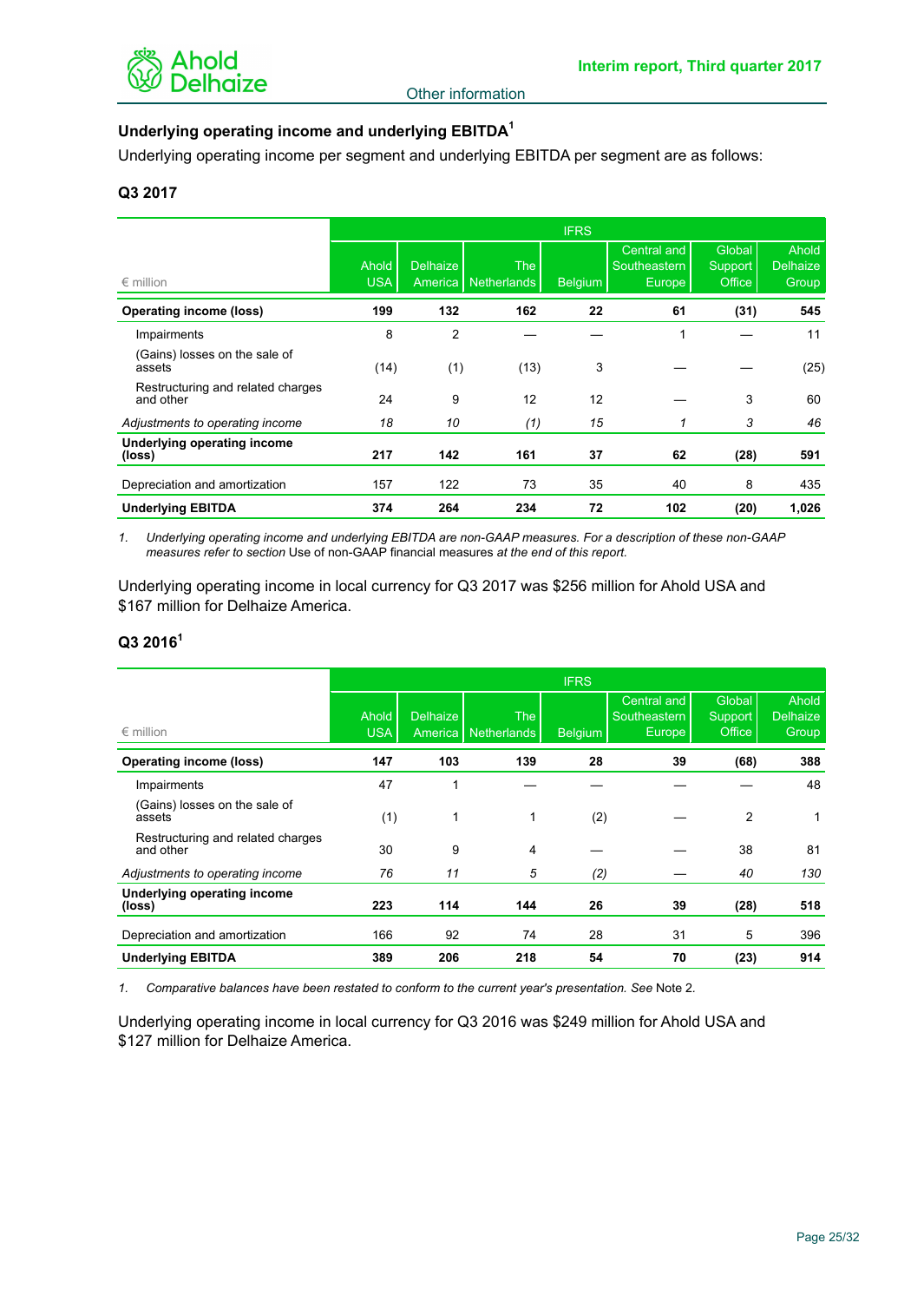Other information

## Underlying operating income and underlying EBITDA[1]

Underlying operating income per segment and underlying EBITDA per segment are as follows:

### Q3 2017

| | IFRS | | | | | | |
|---|---|---|---|---|---|---|---|
| € million | Ahold USA | Delhaize America | The Netherlands | Belgium | Central and Southeastern Europe | Global Support Office | Ahold Delhaize Group |
| **Operating income (loss)** | **199** | **132** | **162** | **22** | **61** | **(31)** | **545** |
| Impairments | 8 | 2 | — | — | 1 | — | 11 |
| (Gains) losses on the sale of assets | (14) | (1) | (13) | 3 | — | — | (25) |
| Restructuring and related charges and other | 24 | 9 | 12 | 12 | — | 3 | 60 |
| *Adjustments to operating income* | *18* | *10* | *(1)* | *15* | *1* | *3* | *46* |
| **Underlying operating income (loss)** | **217** | **142** | **161** | **37** | **62** | **(28)** | **591** |
| Depreciation and amortization | 157 | 122 | 73 | 35 | 40 | 8 | 435 |
| **Underlying EBITDA** | **374** | **264** | **234** | **72** | **102** | **(20)** | **1,026** |

1. *Underlying operating income and underlying EBITDA are non-GAAP measures. For a description of these non-GAAP measures refer to section* Use of non-GAAP financial measures *at the end of this report.*

Underlying operating income in local currency for Q3 2017 was $256 million for Ahold USA and $167 million for Delhaize America.

### Q3 2016[1]

| | IFRS | | | | | | |
|---|---|---|---|---|---|---|---|
| € million | Ahold USA | Delhaize America | The Netherlands | Belgium | Central and Southeastern Europe | Global Support Office | Ahold Delhaize Group |
| **Operating income (loss)** | **147** | **103** | **139** | **28** | **39** | **(68)** | **388** |
| Impairments | 47 | 1 | — | — | — | — | 48 |
| (Gains) losses on the sale of assets | (1) | 1 | 1 | (2) | — | 2 | 1 |
| Restructuring and related charges and other | 30 | 9 | 4 | — | — | 38 | 81 |
| *Adjustments to operating income* | *76* | *11* | *5* | *(2)* | — | *40* | *130* |
| **Underlying operating income (loss)** | **223** | **114** | **144** | **26** | **39** | **(28)** | **518** |
| Depreciation and amortization | 166 | 92 | 74 | 28 | 31 | 5 | 396 |
| **Underlying EBITDA** | **389** | **206** | **218** | **54** | **70** | **(23)** | **914** |

1. *Comparative balances have been restated to conform to the current year's presentation. See* Note 2.

Underlying operating income in local currency for Q3 2016 was $249 million for Ahold USA and $127 million for Delhaize America.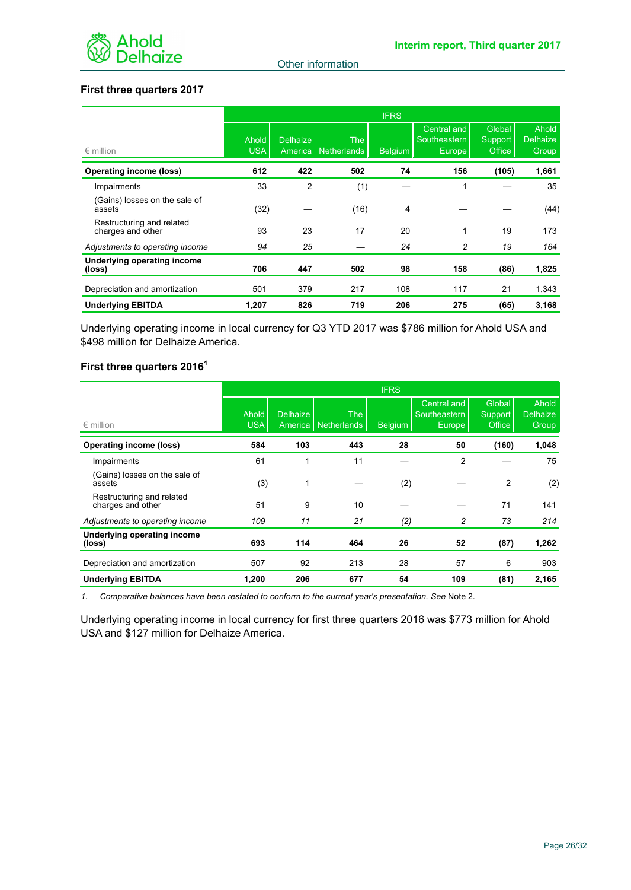Other information

## First three quarters 2017

| € million | IFRS | | | | | | |
|---|---|---|---|---|---|---|---|
| | Ahold USA | Delhaize America | The Netherlands | Belgium | Central and Southeastern Europe | Global Support Office | Ahold Delhaize Group |
| **Operating income (loss)** | **612** | **422** | **502** | **74** | **156** | **(105)** | **1,661** |
| Impairments | 33 | 2 | (1) | — | 1 | — | 35 |
| (Gains) losses on the sale of assets | (32) | — | (16) | 4 | — | — | (44) |
| Restructuring and related charges and other | 93 | 23 | 17 | 20 | 1 | 19 | 173 |
| *Adjustments to operating income* | *94* | *25* | *—* | *24* | *2* | *19* | *164* |
| **Underlying operating income (loss)** | **706** | **447** | **502** | **98** | **158** | **(86)** | **1,825** |
| Depreciation and amortization | 501 | 379 | 217 | 108 | 117 | 21 | 1,343 |
| **Underlying EBITDA** | **1,207** | **826** | **719** | **206** | **275** | **(65)** | **3,168** |

Underlying operating income in local currency for Q3 YTD 2017 was $786 million for Ahold USA and $498 million for Delhaize America.

## First three quarters 2016[1]

| € million | IFRS | | | | | | |
|---|---|---|---|---|---|---|---|
| | Ahold USA | Delhaize America | The Netherlands | Belgium | Central and Southeastern Europe | Global Support Office | Ahold Delhaize Group |
| **Operating income (loss)** | **584** | **103** | **443** | **28** | **50** | **(160)** | **1,048** |
| Impairments | 61 | 1 | 11 | — | 2 | — | 75 |
| (Gains) losses on the sale of assets | (3) | 1 | — | (2) | — | 2 | (2) |
| Restructuring and related charges and other | 51 | 9 | 10 | — | — | 71 | 141 |
| *Adjustments to operating income* | *109* | *11* | *21* | *(2)* | *2* | *73* | *214* |
| **Underlying operating income (loss)** | **693** | **114** | **464** | **26** | **52** | **(87)** | **1,262** |
| Depreciation and amortization | 507 | 92 | 213 | 28 | 57 | 6 | 903 |
| **Underlying EBITDA** | **1,200** | **206** | **677** | **54** | **109** | **(81)** | **2,165** |

1. *Comparative balances have been restated to conform to the current year's presentation. See* Note 2.

Underlying operating income in local currency for first three quarters 2016 was $773 million for Ahold USA and $127 million for Delhaize America.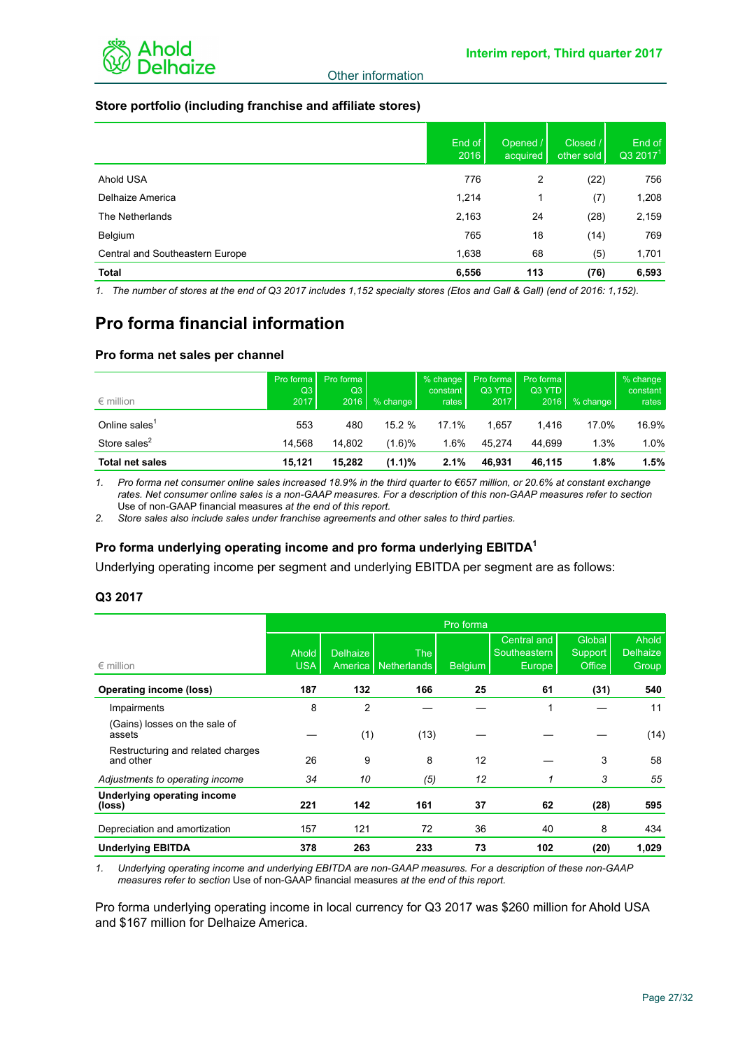Other information

### Store portfolio (including franchise and affiliate stores)

| | End of 2016 | Opened / acquired | Closed / other sold | End of Q3 2017[1] |
|---|---|---|---|---|
| Ahold USA | 776 | 2 | (22) | 756 |
| Delhaize America | 1,214 | 1 | (7) | 1,208 |
| The Netherlands | 2,163 | 24 | (28) | 2,159 |
| Belgium | 765 | 18 | (14) | 769 |
| Central and Southeastern Europe | 1,638 | 68 | (5) | 1,701 |
| **Total** | **6,556** | **113** | **(76)** | **6,593** |

1. *The number of stores at the end of Q3 2017 includes 1,152 specialty stores (Etos and Gall & Gall) (end of 2016: 1,152).*

## Pro forma financial information

### Pro forma net sales per channel

| € million | Pro forma Q3 2017 | Pro forma Q3 2016 | % change | % change constant rates | Pro forma Q3 YTD 2017 | Pro forma Q3 YTD 2016 | % change | % change constant rates |
|---|---|---|---|---|---|---|---|---|
| Online sales[1] | 553 | 480 | 15.2 % | 17.1% | 1,657 | 1,416 | 17.0% | 16.9% |
| Store sales[2] | 14,568 | 14,802 | (1.6)% | 1.6% | 45,274 | 44,699 | 1.3% | 1.0% |
| **Total net sales** | **15,121** | **15,282** | **(1.1)%** | **2.1%** | **46,931** | **46,115** | **1.8%** | **1.5%** |

1. *Pro forma net consumer online sales increased 18.9% in the third quarter to €657 million, or 20.6% at constant exchange rates. Net consumer online sales is a non-GAAP measures. For a description of this non-GAAP measures refer to section* Use of non-GAAP financial measures *at the end of this report.*
2. *Store sales also include sales under franchise agreements and other sales to third parties.*

### Pro forma underlying operating income and pro forma underlying EBITDA[1]

Underlying operating income per segment and underlying EBITDA per segment are as follows:

### Q3 2017

| | Pro forma | | | | | | |
|---|---|---|---|---|---|---|---|
| € million | Ahold USA | Delhaize America | The Netherlands | Belgium | Central and Southeastern Europe | Global Support Office | Ahold Delhaize Group |
| **Operating income (loss)** | **187** | **132** | **166** | **25** | **61** | **(31)** | **540** |
| Impairments | 8 | 2 | — | — | 1 | — | 11 |
| (Gains) losses on the sale of assets | — | (1) | (13) | — | — | — | (14) |
| Restructuring and related charges and other | 26 | 9 | 8 | 12 | — | 3 | 58 |
| *Adjustments to operating income* | *34* | *10* | *(5)* | *12* | *1* | *3* | *55* |
| **Underlying operating income (loss)** | **221** | **142** | **161** | **37** | **62** | **(28)** | **595** |
| Depreciation and amortization | 157 | 121 | 72 | 36 | 40 | 8 | 434 |
| **Underlying EBITDA** | **378** | **263** | **233** | **73** | **102** | **(20)** | **1,029** |

1. *Underlying operating income and underlying EBITDA are non-GAAP measures. For a description of these non-GAAP measures refer to section* Use of non-GAAP financial measures *at the end of this report.*

Pro forma underlying operating income in local currency for Q3 2017 was $260 million for Ahold USA and $167 million for Delhaize America.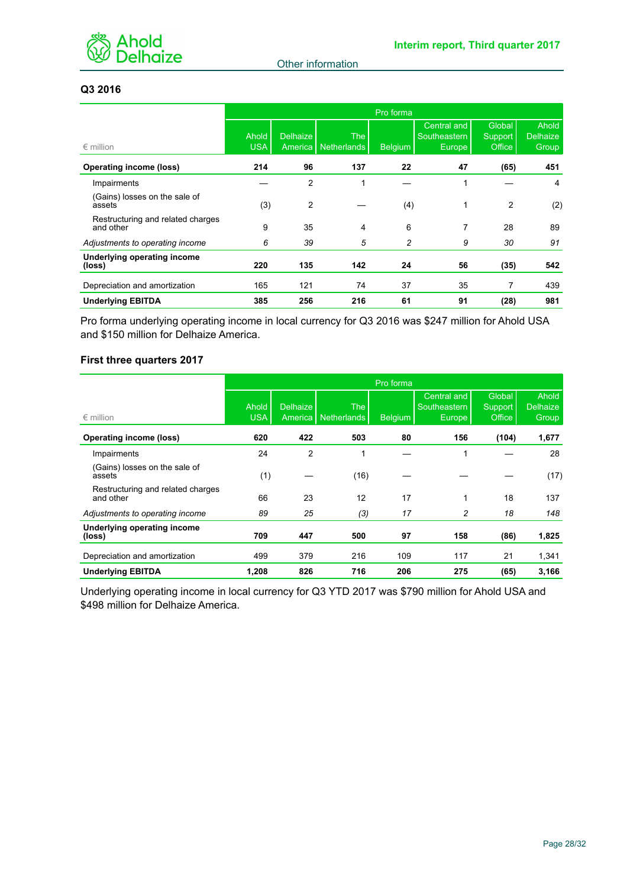Other information

### Q3 2016

| € million | Ahold USA | Delhaize America | The Netherlands | Belgium | Central and Southeastern Europe | Global Support Office | Ahold Delhaize Group |
|---|---|---|---|---|---|---|---|
| | Pro forma | | | | | | |
| **Operating income (loss)** | **214** | **96** | **137** | **22** | **47** | **(65)** | **451** |
| Impairments | — | 2 | 1 | — | 1 | — | 4 |
| (Gains) losses on the sale of assets | (3) | 2 | — | (4) | 1 | 2 | (2) |
| Restructuring and related charges and other | 9 | 35 | 4 | 6 | 7 | 28 | 89 |
| *Adjustments to operating income* | *6* | *39* | *5* | *2* | *9* | *30* | *91* |
| **Underlying operating income (loss)** | **220** | **135** | **142** | **24** | **56** | **(35)** | **542** |
| Depreciation and amortization | 165 | 121 | 74 | 37 | 35 | 7 | 439 |
| **Underlying EBITDA** | **385** | **256** | **216** | **61** | **91** | **(28)** | **981** |

Pro forma underlying operating income in local currency for Q3 2016 was $247 million for Ahold USA and $150 million for Delhaize America.

### First three quarters 2017

| € million | Ahold USA | Delhaize America | The Netherlands | Belgium | Central and Southeastern Europe | Global Support Office | Ahold Delhaize Group |
|---|---|---|---|---|---|---|---|
| | Pro forma | | | | | | |
| **Operating income (loss)** | **620** | **422** | **503** | **80** | **156** | **(104)** | **1,677** |
| Impairments | 24 | 2 | 1 | — | 1 | — | 28 |
| (Gains) losses on the sale of assets | (1) | — | (16) | — | — | — | (17) |
| Restructuring and related charges and other | 66 | 23 | 12 | 17 | 1 | 18 | 137 |
| *Adjustments to operating income* | *89* | *25* | *(3)* | *17* | *2* | *18* | *148* |
| **Underlying operating income (loss)** | **709** | **447** | **500** | **97** | **158** | **(86)** | **1,825** |
| Depreciation and amortization | 499 | 379 | 216 | 109 | 117 | 21 | 1,341 |
| **Underlying EBITDA** | **1,208** | **826** | **716** | **206** | **275** | **(65)** | **3,166** |

Underlying operating income in local currency for Q3 YTD 2017 was $790 million for Ahold USA and $498 million for Delhaize America.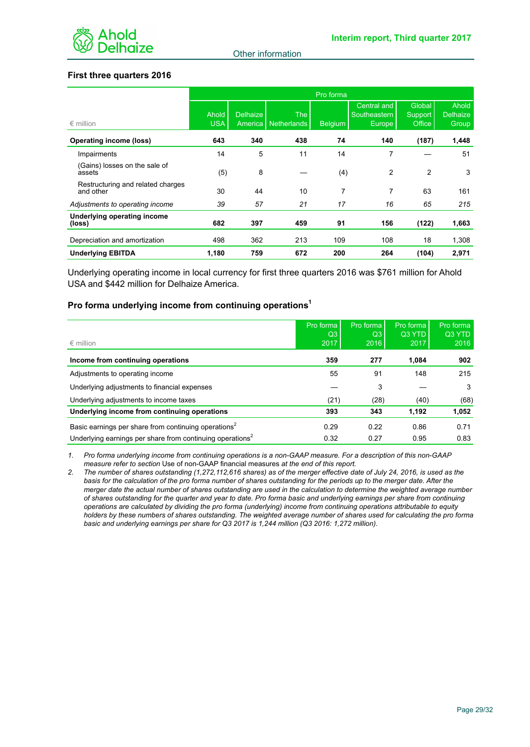Other information

### First three quarters 2016

| € million | Pro forma Ahold USA | Delhaize America | The Netherlands | Belgium | Central and Southeastern Europe | Global Support Office | Ahold Delhaize Group |
|---|---|---|---|---|---|---|---|
| **Operating income (loss)** | **643** | **340** | **438** | **74** | **140** | **(187)** | **1,448** |
| Impairments | 14 | 5 | 11 | 14 | 7 | — | 51 |
| (Gains) losses on the sale of assets | (5) | 8 | — | (4) | 2 | 2 | 3 |
| Restructuring and related charges and other | 30 | 44 | 10 | 7 | 7 | 63 | 161 |
| *Adjustments to operating income* | *39* | *57* | *21* | *17* | *16* | *65* | *215* |
| **Underlying operating income (loss)** | **682** | **397** | **459** | **91** | **156** | **(122)** | **1,663** |
| Depreciation and amortization | 498 | 362 | 213 | 109 | 108 | 18 | 1,308 |
| **Underlying EBITDA** | **1,180** | **759** | **672** | **200** | **264** | **(104)** | **2,971** |

Underlying operating income in local currency for first three quarters 2016 was $761 million for Ahold USA and $442 million for Delhaize America.

### Pro forma underlying income from continuing operations[1]

| € million | Pro forma Q3 2017 | Pro forma Q3 2016 | Pro forma Q3 YTD 2017 | Pro forma Q3 YTD 2016 |
|---|---|---|---|---|
| **Income from continuing operations** | **359** | **277** | **1,084** | **902** |
| Adjustments to operating income | 55 | 91 | 148 | 215 |
| Underlying adjustments to financial expenses | — | 3 | — | 3 |
| Underlying adjustments to income taxes | (21) | (28) | (40) | (68) |
| **Underlying income from continuing operations** | **393** | **343** | **1,192** | **1,052** |
| Basic earnings per share from continuing operations[2] | 0.29 | 0.22 | 0.86 | 0.71 |
| Underlying earnings per share from continuing operations[2] | 0.32 | 0.27 | 0.95 | 0.83 |

1. *Pro forma underlying income from continuing operations is a non-GAAP measure. For a description of this non-GAAP measure refer to section* Use of non-GAAP financial measures *at the end of this report.*
2. *The number of shares outstanding (1,272,112,616 shares) as of the merger effective date of July 24, 2016, is used as the basis for the calculation of the pro forma number of shares outstanding for the periods up to the merger date. After the merger date the actual number of shares outstanding are used in the calculation to determine the weighted average number of shares outstanding for the quarter and year to date. Pro forma basic and underlying earnings per share from continuing operations are calculated by dividing the pro forma (underlying) income from continuing operations attributable to equity holders by these numbers of shares outstanding. The weighted average number of shares used for calculating the pro forma basic and underlying earnings per share for Q3 2017 is 1,244 million (Q3 2016: 1,272 million).*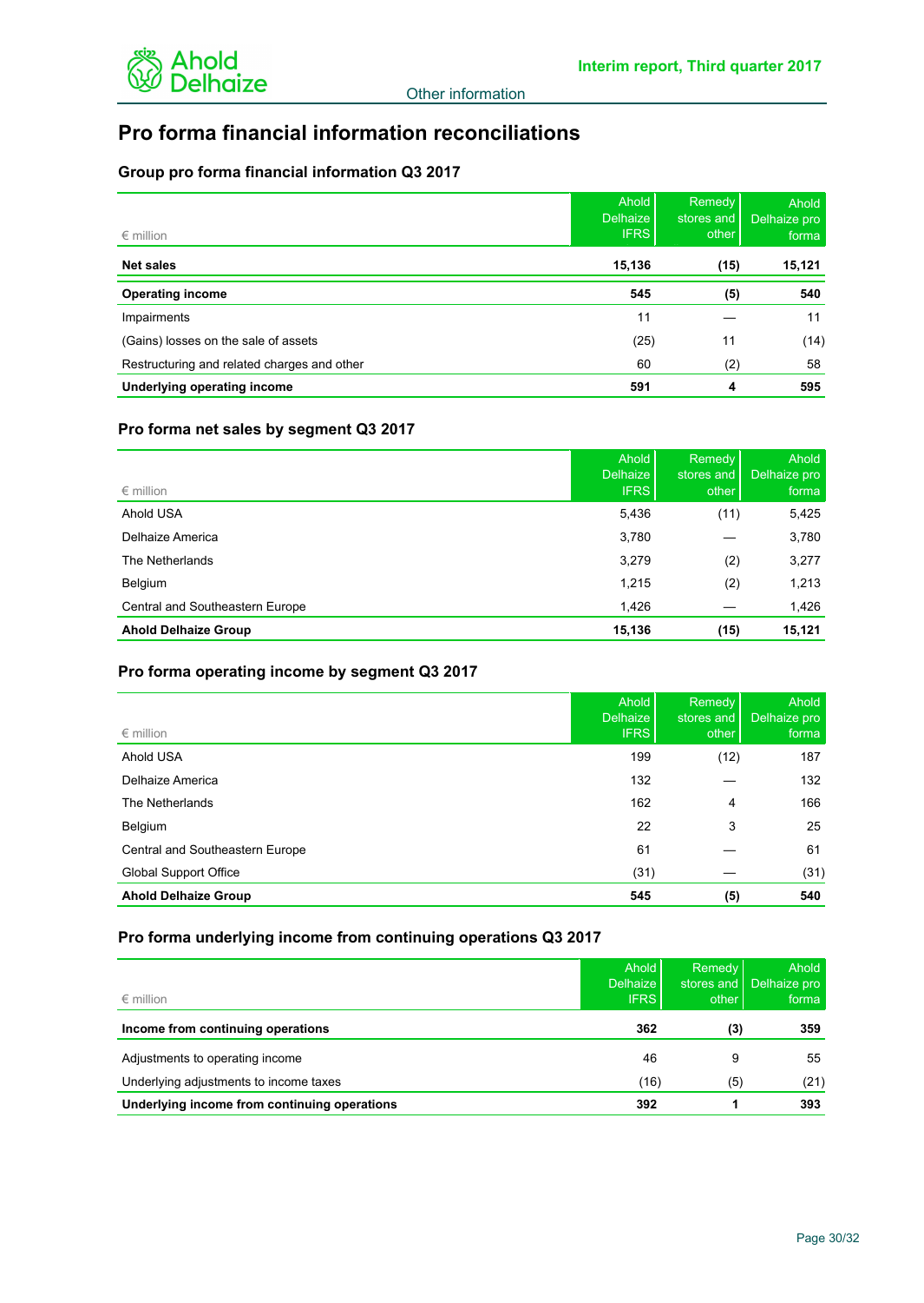# Pro forma financial information reconciliations

## Group pro forma financial information Q3 2017

| € million | Ahold Delhaize IFRS | Remedy stores and other | Ahold Delhaize pro forma |
|---|---|---|---|
| **Net sales** | **15,136** | **(15)** | **15,121** |
| **Operating income** | **545** | **(5)** | **540** |
| Impairments | 11 | — | 11 |
| (Gains) losses on the sale of assets | (25) | 11 | (14) |
| Restructuring and related charges and other | 60 | (2) | 58 |
| **Underlying operating income** | **591** | **4** | **595** |

## Pro forma net sales by segment Q3 2017

| € million | Ahold Delhaize IFRS | Remedy stores and other | Ahold Delhaize pro forma |
|---|---|---|---|
| Ahold USA | 5,436 | (11) | 5,425 |
| Delhaize America | 3,780 | — | 3,780 |
| The Netherlands | 3,279 | (2) | 3,277 |
| Belgium | 1,215 | (2) | 1,213 |
| Central and Southeastern Europe | 1,426 | — | 1,426 |
| **Ahold Delhaize Group** | **15,136** | **(15)** | **15,121** |

## Pro forma operating income by segment Q3 2017

| € million | Ahold Delhaize IFRS | Remedy stores and other | Ahold Delhaize pro forma |
|---|---|---|---|
| Ahold USA | 199 | (12) | 187 |
| Delhaize America | 132 | — | 132 |
| The Netherlands | 162 | 4 | 166 |
| Belgium | 22 | 3 | 25 |
| Central and Southeastern Europe | 61 | — | 61 |
| Global Support Office | (31) | — | (31) |
| **Ahold Delhaize Group** | **545** | **(5)** | **540** |

## Pro forma underlying income from continuing operations Q3 2017

| € million | Ahold Delhaize IFRS | Remedy stores and other | Ahold Delhaize pro forma |
|---|---|---|---|
| **Income from continuing operations** | **362** | **(3)** | **359** |
| Adjustments to operating income | 46 | 9 | 55 |
| Underlying adjustments to income taxes | (16) | (5) | (21) |
| **Underlying income from continuing operations** | **392** | **1** | **393** |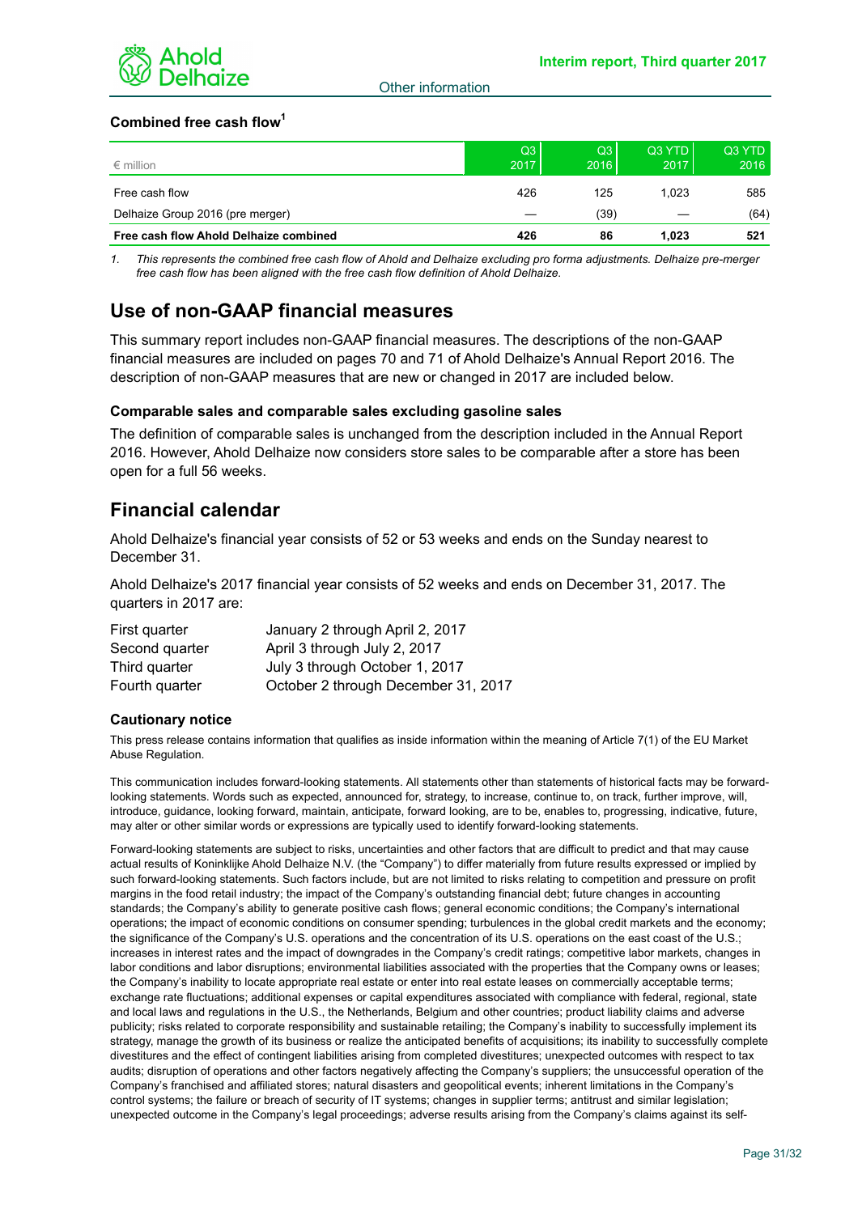### Combined free cash flow[1]

| € million | Q3 2017 | Q3 2016 | Q3 YTD 2017 | Q3 YTD 2016 |
|---|---|---|---|---|
| Free cash flow | 426 | 125 | 1,023 | 585 |
| Delhaize Group 2016 (pre merger) | — | (39) | — | (64) |
| **Free cash flow Ahold Delhaize combined** | **426** | **86** | **1,023** | **521** |

1. *This represents the combined free cash flow of Ahold and Delhaize excluding pro forma adjustments. Delhaize pre-merger free cash flow has been aligned with the free cash flow definition of Ahold Delhaize.*

## Use of non-GAAP financial measures

This summary report includes non-GAAP financial measures. The descriptions of the non-GAAP financial measures are included on pages 70 and 71 of Ahold Delhaize's Annual Report 2016. The description of non-GAAP measures that are new or changed in 2017 are included below.

### Comparable sales and comparable sales excluding gasoline sales

The definition of comparable sales is unchanged from the description included in the Annual Report 2016. However, Ahold Delhaize now considers store sales to be comparable after a store has been open for a full 56 weeks.

## Financial calendar

Ahold Delhaize's financial year consists of 52 or 53 weeks and ends on the Sunday nearest to December 31.

Ahold Delhaize's 2017 financial year consists of 52 weeks and ends on December 31, 2017. The quarters in 2017 are:

| | |
|---|---|
| First quarter | January 2 through April 2, 2017 |
| Second quarter | April 3 through July 2, 2017 |
| Third quarter | July 3 through October 1, 2017 |
| Fourth quarter | October 2 through December 31, 2017 |

### Cautionary notice

This press release contains information that qualifies as inside information within the meaning of Article 7(1) of the EU Market Abuse Regulation.

This communication includes forward-looking statements. All statements other than statements of historical facts may be forward-looking statements. Words such as expected, announced for, strategy, to increase, continue to, on track, further improve, will, introduce, guidance, looking forward, maintain, anticipate, forward looking, are to be, enables to, progressing, indicative, future, may alter or other similar words or expressions are typically used to identify forward-looking statements.

Forward-looking statements are subject to risks, uncertainties and other factors that are difficult to predict and that may cause actual results of Koninklijke Ahold Delhaize N.V. (the "Company") to differ materially from future results expressed or implied by such forward-looking statements. Such factors include, but are not limited to risks relating to competition and pressure on profit margins in the food retail industry; the impact of the Company's outstanding financial debt; future changes in accounting standards; the Company's ability to generate positive cash flows; general economic conditions; the Company's international operations; the impact of economic conditions on consumer spending; turbulences in the global credit markets and the economy; the significance of the Company's U.S. operations and the concentration of its U.S. operations on the east coast of the U.S.; increases in interest rates and the impact of downgrades in the Company's credit ratings; competitive labor markets, changes in labor conditions and labor disruptions; environmental liabilities associated with the properties that the Company owns or leases; the Company's inability to locate appropriate real estate or enter into real estate leases on commercially acceptable terms; exchange rate fluctuations; additional expenses or capital expenditures associated with compliance with federal, regional, state and local laws and regulations in the U.S., the Netherlands, Belgium and other countries; product liability claims and adverse publicity; risks related to corporate responsibility and sustainable retailing; the Company's inability to successfully implement its strategy, manage the growth of its business or realize the anticipated benefits of acquisitions; its inability to successfully complete divestitures and the effect of contingent liabilities arising from completed divestitures; unexpected outcomes with respect to tax audits; disruption of operations and other factors negatively affecting the Company's suppliers; the unsuccessful operation of the Company's franchised and affiliated stores; natural disasters and geopolitical events; inherent limitations in the Company's control systems; the failure or breach of security of IT systems; changes in supplier terms; antitrust and similar legislation; unexpected outcome in the Company's legal proceedings; adverse results arising from the Company's claims against its self-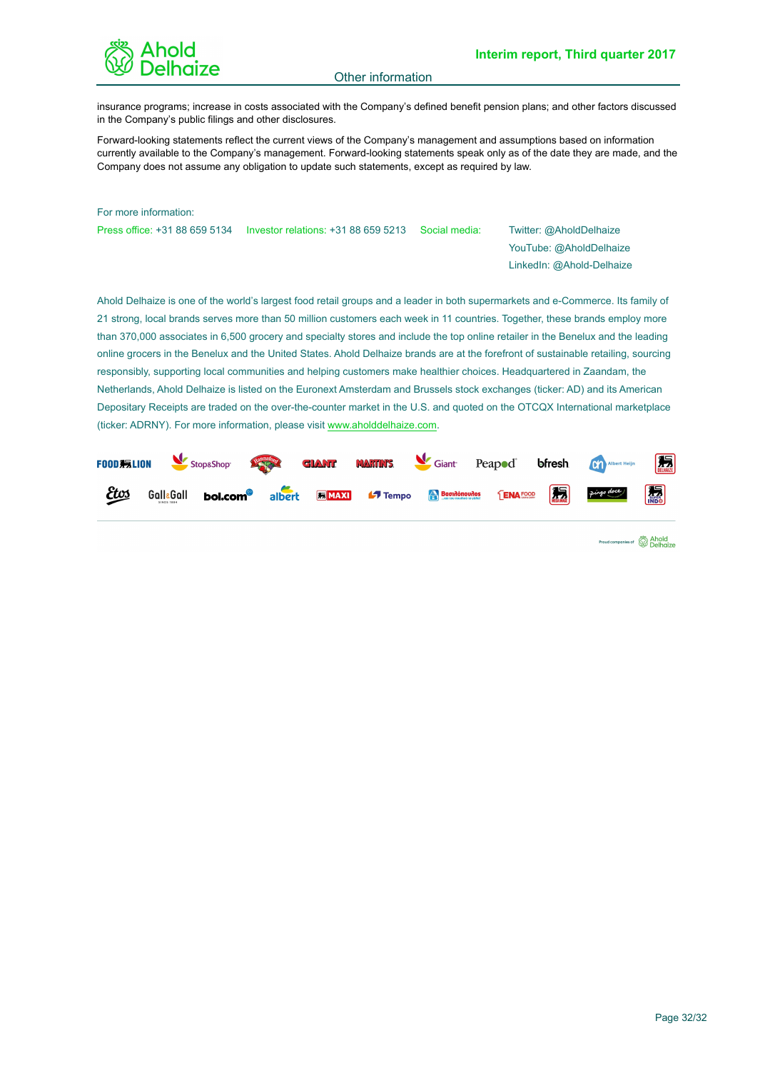insurance programs; increase in costs associated with the Company's defined benefit pension plans; and other factors discussed in the Company's public filings and other disclosures.

Forward-looking statements reflect the current views of the Company's management and assumptions based on information currently available to the Company's management. Forward-looking statements speak only as of the date they are made, and the Company does not assume any obligation to update such statements, except as required by law.

For more information:

Press office: +31 88 659 5134 Investor relations: +31 88 659 5213 Social media: Twitter: @AholdDelhaize
YouTube: @AholdDelhaize
LinkedIn: @Ahold-Delhaize

Ahold Delhaize is one of the world's largest food retail groups and a leader in both supermarkets and e-Commerce. Its family of 21 strong, local brands serves more than 50 million customers each week in 11 countries. Together, these brands employ more than 370,000 associates in 6,500 grocery and specialty stores and include the top online retailer in the Benelux and the leading online grocers in the Benelux and the United States. Ahold Delhaize brands are at the forefront of sustainable retailing, sourcing responsibly, supporting local communities and helping customers make healthier choices. Headquartered in Zaandam, the Netherlands, Ahold Delhaize is listed on the Euronext Amsterdam and Brussels stock exchanges (ticker: AD) and its American Depositary Receipts are traded on the over-the-counter market in the U.S. and quoted on the OTCQX International marketplace (ticker: ADRNY). For more information, please visit www.aholddelhaize.com.